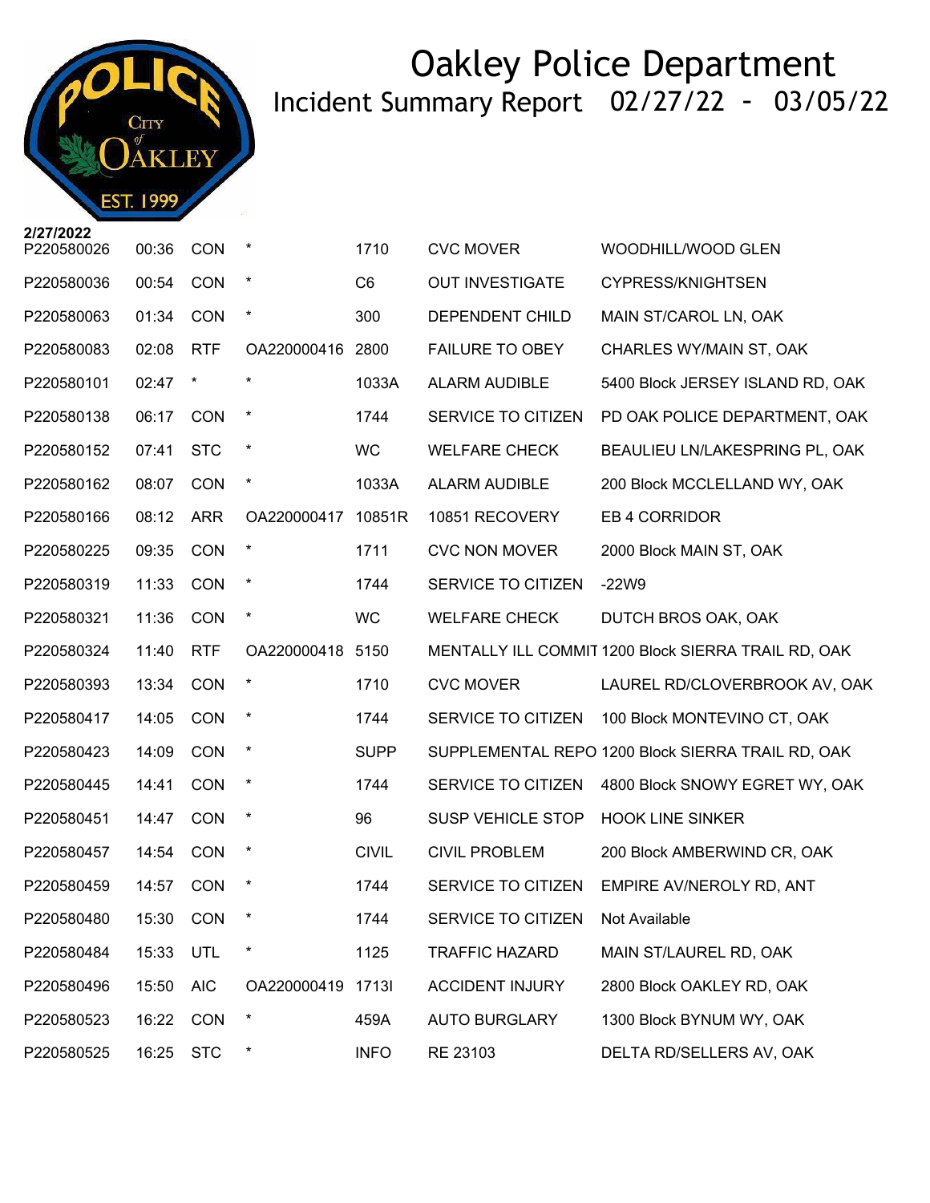# Oakley Police Department

## Incident Summary Report 02/27/22 - 03/05/22

**2/27/2022**

| | | | | | | |
|---|---|---|---|---|---|---|
| P220580026 | 00:36 | CON | * | 1710 | CVC MOVER | WOODHILL/WOOD GLEN |
| P220580036 | 00:54 | CON | * | C6 | OUT INVESTIGATE | CYPRESS/KNIGHTSEN |
| P220580063 | 01:34 | CON | * | 300 | DEPENDENT CHILD | MAIN ST/CAROL LN, OAK |
| P220580083 | 02:08 | RTF | OA220000416 | 2800 | FAILURE TO OBEY | CHARLES WY/MAIN ST, OAK |
| P220580101 | 02:47 | * | * | 1033A | ALARM AUDIBLE | 5400 Block JERSEY ISLAND RD, OAK |
| P220580138 | 06:17 | CON | * | 1744 | SERVICE TO CITIZEN | PD OAK POLICE DEPARTMENT, OAK |
| P220580152 | 07:41 | STC | * | WC | WELFARE CHECK | BEAULIEU LN/LAKESPRING PL, OAK |
| P220580162 | 08:07 | CON | * | 1033A | ALARM AUDIBLE | 200 Block MCCLELLAND WY, OAK |
| P220580166 | 08:12 | ARR | OA220000417 | 10851R | 10851 RECOVERY | EB 4 CORRIDOR |
| P220580225 | 09:35 | CON | * | 1711 | CVC NON MOVER | 2000 Block MAIN ST, OAK |
| P220580319 | 11:33 | CON | * | 1744 | SERVICE TO CITIZEN | -22W9 |
| P220580321 | 11:36 | CON | * | WC | WELFARE CHECK | DUTCH BROS OAK, OAK |
| P220580324 | 11:40 | RTF | OA220000418 | 5150 | MENTALLY ILL COMMIT | 1200 Block SIERRA TRAIL RD, OAK |
| P220580393 | 13:34 | CON | * | 1710 | CVC MOVER | LAUREL RD/CLOVERBROOK AV, OAK |
| P220580417 | 14:05 | CON | * | 1744 | SERVICE TO CITIZEN | 100 Block MONTEVINO CT, OAK |
| P220580423 | 14:09 | CON | * | SUPP | SUPPLEMENTAL REPO | 1200 Block SIERRA TRAIL RD, OAK |
| P220580445 | 14:41 | CON | * | 1744 | SERVICE TO CITIZEN | 4800 Block SNOWY EGRET WY, OAK |
| P220580451 | 14:47 | CON | * | 96 | SUSP VEHICLE STOP | HOOK LINE SINKER |
| P220580457 | 14:54 | CON | * | CIVIL | CIVIL PROBLEM | 200 Block AMBERWIND CR, OAK |
| P220580459 | 14:57 | CON | * | 1744 | SERVICE TO CITIZEN | EMPIRE AV/NEROLY RD, ANT |
| P220580480 | 15:30 | CON | * | 1744 | SERVICE TO CITIZEN | Not Available |
| P220580484 | 15:33 | UTL | * | 1125 | TRAFFIC HAZARD | MAIN ST/LAUREL RD, OAK |
| P220580496 | 15:50 | AIC | OA220000419 | 1713I | ACCIDENT INJURY | 2800 Block OAKLEY RD, OAK |
| P220580523 | 16:22 | CON | * | 459A | AUTO BURGLARY | 1300 Block BYNUM WY, OAK |
| P220580525 | 16:25 | STC | * | INFO | RE 23103 | DELTA RD/SELLERS AV, OAK |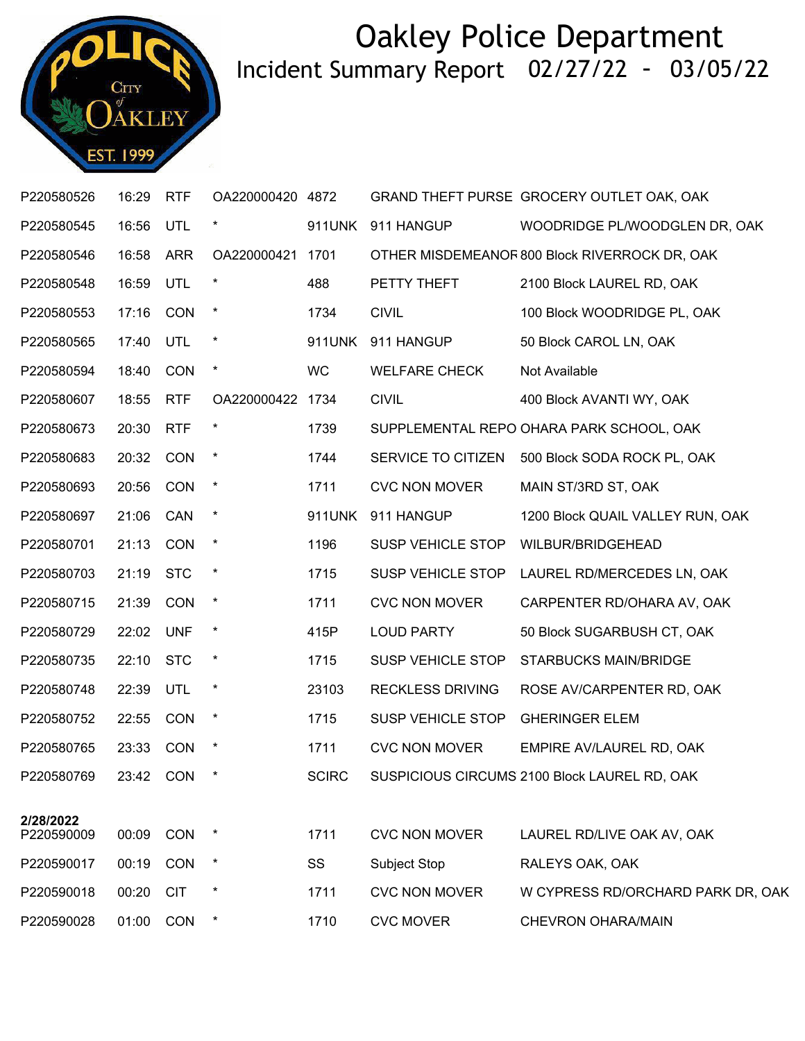# Oakley Police Department

## Incident Summary Report 02/27/22 - 03/05/22

| | | | | | | |
|---|---|---|---|---|---|---|
| P220580526 | 16:29 | RTF | OA220000420 | 4872 | GRAND THEFT PURSE | GROCERY OUTLET OAK, OAK |
| P220580545 | 16:56 | UTL | * | 911UNK | 911 HANGUP | WOODRIDGE PL/WOODGLEN DR, OAK |
| P220580546 | 16:58 | ARR | OA220000421 | 1701 | OTHER MISDEMEANOR | 800 Block RIVERROCK DR, OAK |
| P220580548 | 16:59 | UTL | * | 488 | PETTY THEFT | 2100 Block LAUREL RD, OAK |
| P220580553 | 17:16 | CON | * | 1734 | CIVIL | 100 Block WOODRIDGE PL, OAK |
| P220580565 | 17:40 | UTL | * | 911UNK | 911 HANGUP | 50 Block CAROL LN, OAK |
| P220580594 | 18:40 | CON | * | WC | WELFARE CHECK | Not Available |
| P220580607 | 18:55 | RTF | OA220000422 | 1734 | CIVIL | 400 Block AVANTI WY, OAK |
| P220580673 | 20:30 | RTF | * | 1739 | SUPPLEMENTAL REPO | OHARA PARK SCHOOL, OAK |
| P220580683 | 20:32 | CON | * | 1744 | SERVICE TO CITIZEN | 500 Block SODA ROCK PL, OAK |
| P220580693 | 20:56 | CON | * | 1711 | CVC NON MOVER | MAIN ST/3RD ST, OAK |
| P220580697 | 21:06 | CAN | * | 911UNK | 911 HANGUP | 1200 Block QUAIL VALLEY RUN, OAK |
| P220580701 | 21:13 | CON | * | 1196 | SUSP VEHICLE STOP | WILBUR/BRIDGEHEAD |
| P220580703 | 21:19 | STC | * | 1715 | SUSP VEHICLE STOP | LAUREL RD/MERCEDES LN, OAK |
| P220580715 | 21:39 | CON | * | 1711 | CVC NON MOVER | CARPENTER RD/OHARA AV, OAK |
| P220580729 | 22:02 | UNF | * | 415P | LOUD PARTY | 50 Block SUGARBUSH CT, OAK |
| P220580735 | 22:10 | STC | * | 1715 | SUSP VEHICLE STOP | STARBUCKS MAIN/BRIDGE |
| P220580748 | 22:39 | UTL | * | 23103 | RECKLESS DRIVING | ROSE AV/CARPENTER RD, OAK |
| P220580752 | 22:55 | CON | * | 1715 | SUSP VEHICLE STOP | GHERINGER ELEM |
| P220580765 | 23:33 | CON | * | 1711 | CVC NON MOVER | EMPIRE AV/LAUREL RD, OAK |
| P220580769 | 23:42 | CON | * | SCIRC | SUSPICIOUS CIRCUMS | 2100 Block LAUREL RD, OAK |

**2/28/2022**

| | | | | | | |
|---|---|---|---|---|---|---|
| P220590009 | 00:09 | CON | * | 1711 | CVC NON MOVER | LAUREL RD/LIVE OAK AV, OAK |
| P220590017 | 00:19 | CON | * | SS | Subject Stop | RALEYS OAK, OAK |
| P220590018 | 00:20 | CIT | * | 1711 | CVC NON MOVER | W CYPRESS RD/ORCHARD PARK DR, OAK |
| P220590028 | 01:00 | CON | * | 1710 | CVC MOVER | CHEVRON OHARA/MAIN |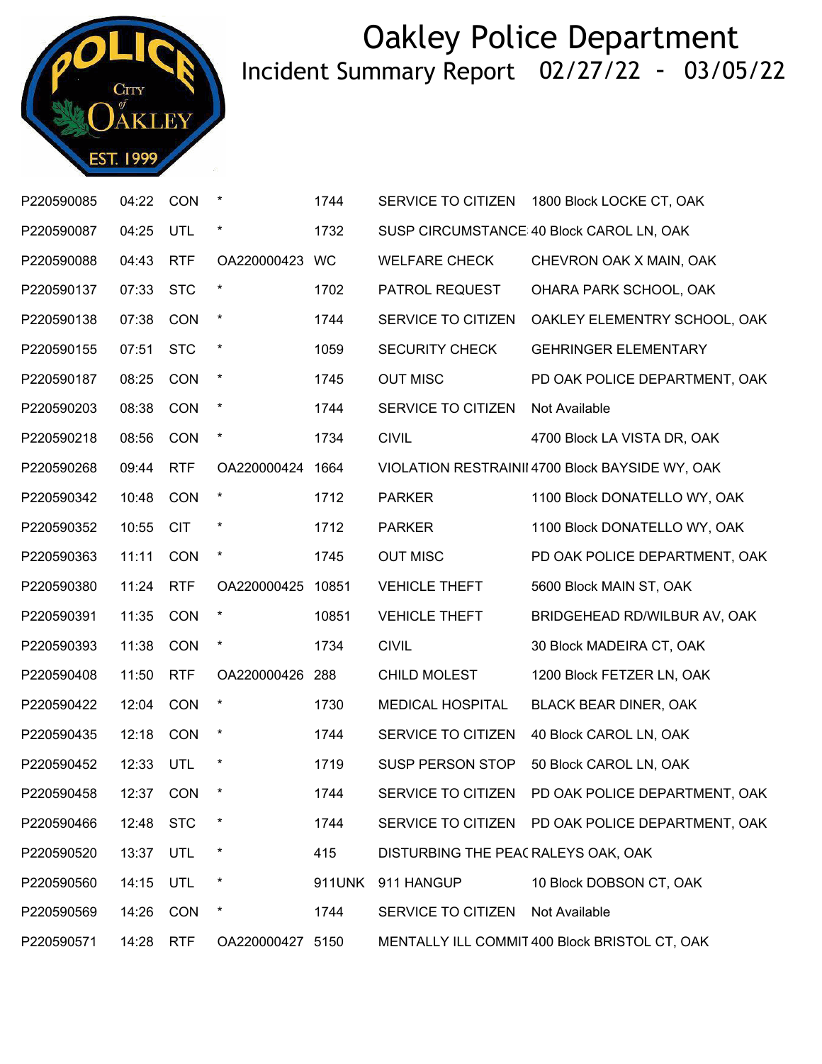# Oakley Police Department

## Incident Summary Report 02/27/22 - 03/05/22

| | | | | | | |
|---|---|---|---|---|---|---|
| P220590085 | 04:22 | CON | * | 1744 | SERVICE TO CITIZEN | 1800 Block LOCKE CT, OAK |
| P220590087 | 04:25 | UTL | * | 1732 | SUSP CIRCUMSTANCE | 40 Block CAROL LN, OAK |
| P220590088 | 04:43 | RTF | OA220000423 | WC | WELFARE CHECK | CHEVRON OAK X MAIN, OAK |
| P220590137 | 07:33 | STC | * | 1702 | PATROL REQUEST | OHARA PARK SCHOOL, OAK |
| P220590138 | 07:38 | CON | * | 1744 | SERVICE TO CITIZEN | OAKLEY ELEMENTRY SCHOOL, OAK |
| P220590155 | 07:51 | STC | * | 1059 | SECURITY CHECK | GEHRINGER ELEMENTARY |
| P220590187 | 08:25 | CON | * | 1745 | OUT MISC | PD OAK POLICE DEPARTMENT, OAK |
| P220590203 | 08:38 | CON | * | 1744 | SERVICE TO CITIZEN | Not Available |
| P220590218 | 08:56 | CON | * | 1734 | CIVIL | 4700 Block LA VISTA DR, OAK |
| P220590268 | 09:44 | RTF | OA220000424 | 1664 | VIOLATION RESTRAINI | 4700 Block BAYSIDE WY, OAK |
| P220590342 | 10:48 | CON | * | 1712 | PARKER | 1100 Block DONATELLO WY, OAK |
| P220590352 | 10:55 | CIT | * | 1712 | PARKER | 1100 Block DONATELLO WY, OAK |
| P220590363 | 11:11 | CON | * | 1745 | OUT MISC | PD OAK POLICE DEPARTMENT, OAK |
| P220590380 | 11:24 | RTF | OA220000425 | 10851 | VEHICLE THEFT | 5600 Block MAIN ST, OAK |
| P220590391 | 11:35 | CON | * | 10851 | VEHICLE THEFT | BRIDGEHEAD RD/WILBUR AV, OAK |
| P220590393 | 11:38 | CON | * | 1734 | CIVIL | 30 Block MADEIRA CT, OAK |
| P220590408 | 11:50 | RTF | OA220000426 | 288 | CHILD MOLEST | 1200 Block FETZER LN, OAK |
| P220590422 | 12:04 | CON | * | 1730 | MEDICAL HOSPITAL | BLACK BEAR DINER, OAK |
| P220590435 | 12:18 | CON | * | 1744 | SERVICE TO CITIZEN | 40 Block CAROL LN, OAK |
| P220590452 | 12:33 | UTL | * | 1719 | SUSP PERSON STOP | 50 Block CAROL LN, OAK |
| P220590458 | 12:37 | CON | * | 1744 | SERVICE TO CITIZEN | PD OAK POLICE DEPARTMENT, OAK |
| P220590466 | 12:48 | STC | * | 1744 | SERVICE TO CITIZEN | PD OAK POLICE DEPARTMENT, OAK |
| P220590520 | 13:37 | UTL | * | 415 | DISTURBING THE PEAC | RALEYS OAK, OAK |
| P220590560 | 14:15 | UTL | * | 911UNK | 911 HANGUP | 10 Block DOBSON CT, OAK |
| P220590569 | 14:26 | CON | * | 1744 | SERVICE TO CITIZEN | Not Available |
| P220590571 | 14:28 | RTF | OA220000427 | 5150 | MENTALLY ILL COMMIT | 400 Block BRISTOL CT, OAK |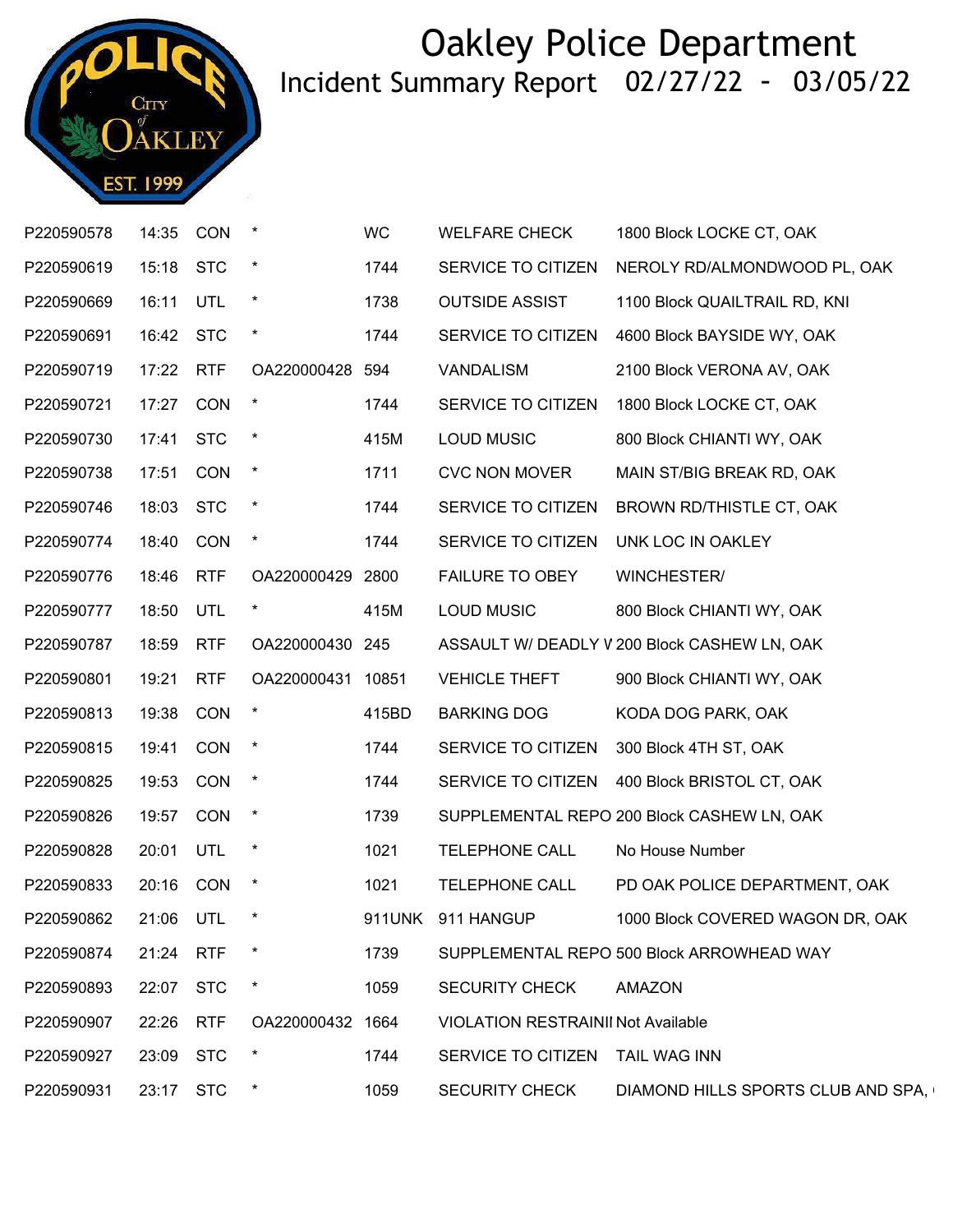# Oakley Police Department

## Incident Summary Report 02/27/22 - 03/05/22

| | | | | | | |
|---|---|---|---|---|---|---|
| P220590578 | 14:35 | CON | * | WC | WELFARE CHECK | 1800 Block LOCKE CT, OAK |
| P220590619 | 15:18 | STC | * | 1744 | SERVICE TO CITIZEN | NEROLY RD/ALMONDWOOD PL, OAK |
| P220590669 | 16:11 | UTL | * | 1738 | OUTSIDE ASSIST | 1100 Block QUAILTRAIL RD, KNI |
| P220590691 | 16:42 | STC | * | 1744 | SERVICE TO CITIZEN | 4600 Block BAYSIDE WY, OAK |
| P220590719 | 17:22 | RTF | OA220000428 | 594 | VANDALISM | 2100 Block VERONA AV, OAK |
| P220590721 | 17:27 | CON | * | 1744 | SERVICE TO CITIZEN | 1800 Block LOCKE CT, OAK |
| P220590730 | 17:41 | STC | * | 415M | LOUD MUSIC | 800 Block CHIANTI WY, OAK |
| P220590738 | 17:51 | CON | * | 1711 | CVC NON MOVER | MAIN ST/BIG BREAK RD, OAK |
| P220590746 | 18:03 | STC | * | 1744 | SERVICE TO CITIZEN | BROWN RD/THISTLE CT, OAK |
| P220590774 | 18:40 | CON | * | 1744 | SERVICE TO CITIZEN | UNK LOC IN OAKLEY |
| P220590776 | 18:46 | RTF | OA220000429 | 2800 | FAILURE TO OBEY | WINCHESTER/ |
| P220590777 | 18:50 | UTL | * | 415M | LOUD MUSIC | 800 Block CHIANTI WY, OAK |
| P220590787 | 18:59 | RTF | OA220000430 | 245 | ASSAULT W/ DEADLY V | 200 Block CASHEW LN, OAK |
| P220590801 | 19:21 | RTF | OA220000431 | 10851 | VEHICLE THEFT | 900 Block CHIANTI WY, OAK |
| P220590813 | 19:38 | CON | * | 415BD | BARKING DOG | KODA DOG PARK, OAK |
| P220590815 | 19:41 | CON | * | 1744 | SERVICE TO CITIZEN | 300 Block 4TH ST, OAK |
| P220590825 | 19:53 | CON | * | 1744 | SERVICE TO CITIZEN | 400 Block BRISTOL CT, OAK |
| P220590826 | 19:57 | CON | * | 1739 | SUPPLEMENTAL REPO | 200 Block CASHEW LN, OAK |
| P220590828 | 20:01 | UTL | * | 1021 | TELEPHONE CALL | No House Number |
| P220590833 | 20:16 | CON | * | 1021 | TELEPHONE CALL | PD OAK POLICE DEPARTMENT, OAK |
| P220590862 | 21:06 | UTL | * | 911UNK | 911 HANGUP | 1000 Block COVERED WAGON DR, OAK |
| P220590874 | 21:24 | RTF | * | 1739 | SUPPLEMENTAL REPO | 500 Block ARROWHEAD WAY |
| P220590893 | 22:07 | STC | * | 1059 | SECURITY CHECK | AMAZON |
| P220590907 | 22:26 | RTF | OA220000432 | 1664 | VIOLATION RESTRAINI | Not Available |
| P220590927 | 23:09 | STC | * | 1744 | SERVICE TO CITIZEN | TAIL WAG INN |
| P220590931 | 23:17 | STC | * | 1059 | SECURITY CHECK | DIAMOND HILLS SPORTS CLUB AND SPA, |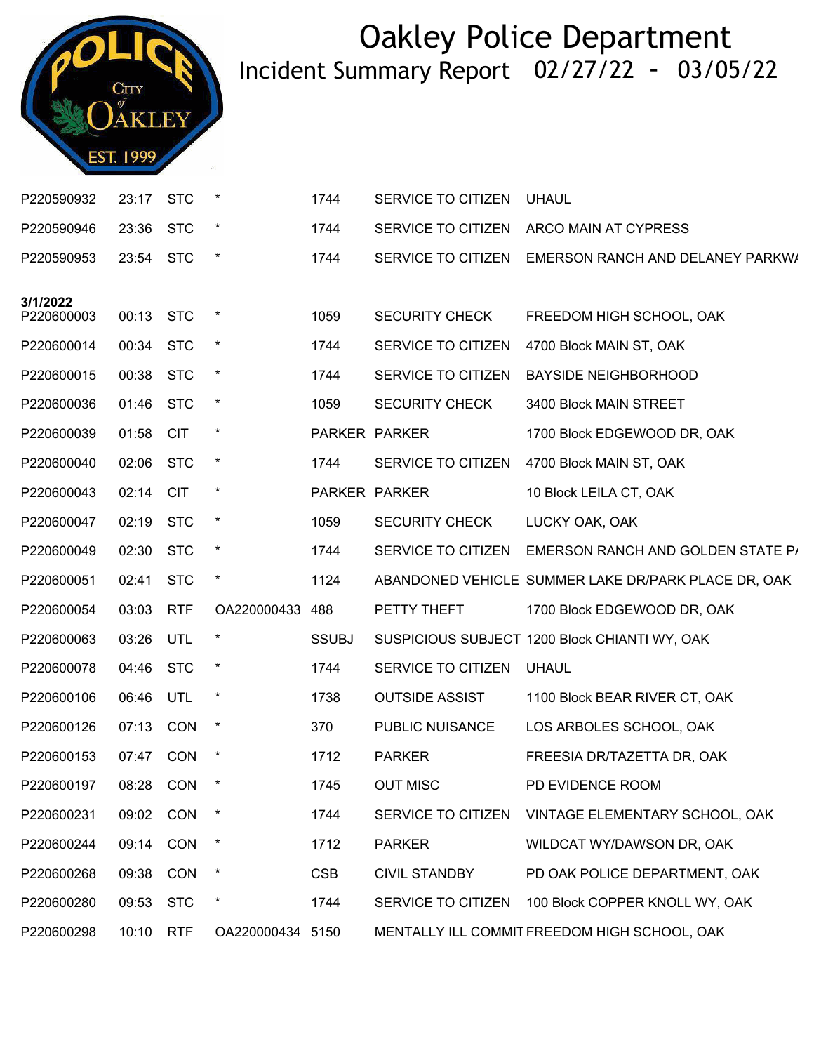# Oakley Police Department

## Incident Summary Report 02/27/22 - 03/05/22

| | | | | | | |
|---|---|---|---|---|---|---|
| P220590932 | 23:17 | STC | * | 1744 | SERVICE TO CITIZEN | UHAUL |
| P220590946 | 23:36 | STC | * | 1744 | SERVICE TO CITIZEN | ARCO MAIN AT CYPRESS |
| P220590953 | 23:54 | STC | * | 1744 | SERVICE TO CITIZEN | EMERSON RANCH AND DELANEY PARKW/ |
| **3/1/2022** | | | | | | |
| P220600003 | 00:13 | STC | * | 1059 | SECURITY CHECK | FREEDOM HIGH SCHOOL, OAK |
| P220600014 | 00:34 | STC | * | 1744 | SERVICE TO CITIZEN | 4700 Block MAIN ST, OAK |
| P220600015 | 00:38 | STC | * | 1744 | SERVICE TO CITIZEN | BAYSIDE NEIGHBORHOOD |
| P220600036 | 01:46 | STC | * | 1059 | SECURITY CHECK | 3400 Block MAIN STREET |
| P220600039 | 01:58 | CIT | * | PARKER | PARKER | 1700 Block EDGEWOOD DR, OAK |
| P220600040 | 02:06 | STC | * | 1744 | SERVICE TO CITIZEN | 4700 Block MAIN ST, OAK |
| P220600043 | 02:14 | CIT | * | PARKER | PARKER | 10 Block LEILA CT, OAK |
| P220600047 | 02:19 | STC | * | 1059 | SECURITY CHECK | LUCKY OAK, OAK |
| P220600049 | 02:30 | STC | * | 1744 | SERVICE TO CITIZEN | EMERSON RANCH AND GOLDEN STATE P/ |
| P220600051 | 02:41 | STC | * | 1124 | ABANDONED VEHICLE | SUMMER LAKE DR/PARK PLACE DR, OAK |
| P220600054 | 03:03 | RTF | OA220000433 | 488 | PETTY THEFT | 1700 Block EDGEWOOD DR, OAK |
| P220600063 | 03:26 | UTL | * | SSUBJ | SUSPICIOUS SUBJECT | 1200 Block CHIANTI WY, OAK |
| P220600078 | 04:46 | STC | * | 1744 | SERVICE TO CITIZEN | UHAUL |
| P220600106 | 06:46 | UTL | * | 1738 | OUTSIDE ASSIST | 1100 Block BEAR RIVER CT, OAK |
| P220600126 | 07:13 | CON | * | 370 | PUBLIC NUISANCE | LOS ARBOLES SCHOOL, OAK |
| P220600153 | 07:47 | CON | * | 1712 | PARKER | FREESIA DR/TAZETTA DR, OAK |
| P220600197 | 08:28 | CON | * | 1745 | OUT MISC | PD EVIDENCE ROOM |
| P220600231 | 09:02 | CON | * | 1744 | SERVICE TO CITIZEN | VINTAGE ELEMENTARY SCHOOL, OAK |
| P220600244 | 09:14 | CON | * | 1712 | PARKER | WILDCAT WY/DAWSON DR, OAK |
| P220600268 | 09:38 | CON | * | CSB | CIVIL STANDBY | PD OAK POLICE DEPARTMENT, OAK |
| P220600280 | 09:53 | STC | * | 1744 | SERVICE TO CITIZEN | 100 Block COPPER KNOLL WY, OAK |
| P220600298 | 10:10 | RTF | OA220000434 | 5150 | MENTALLY ILL COMMIT | FREEDOM HIGH SCHOOL, OAK |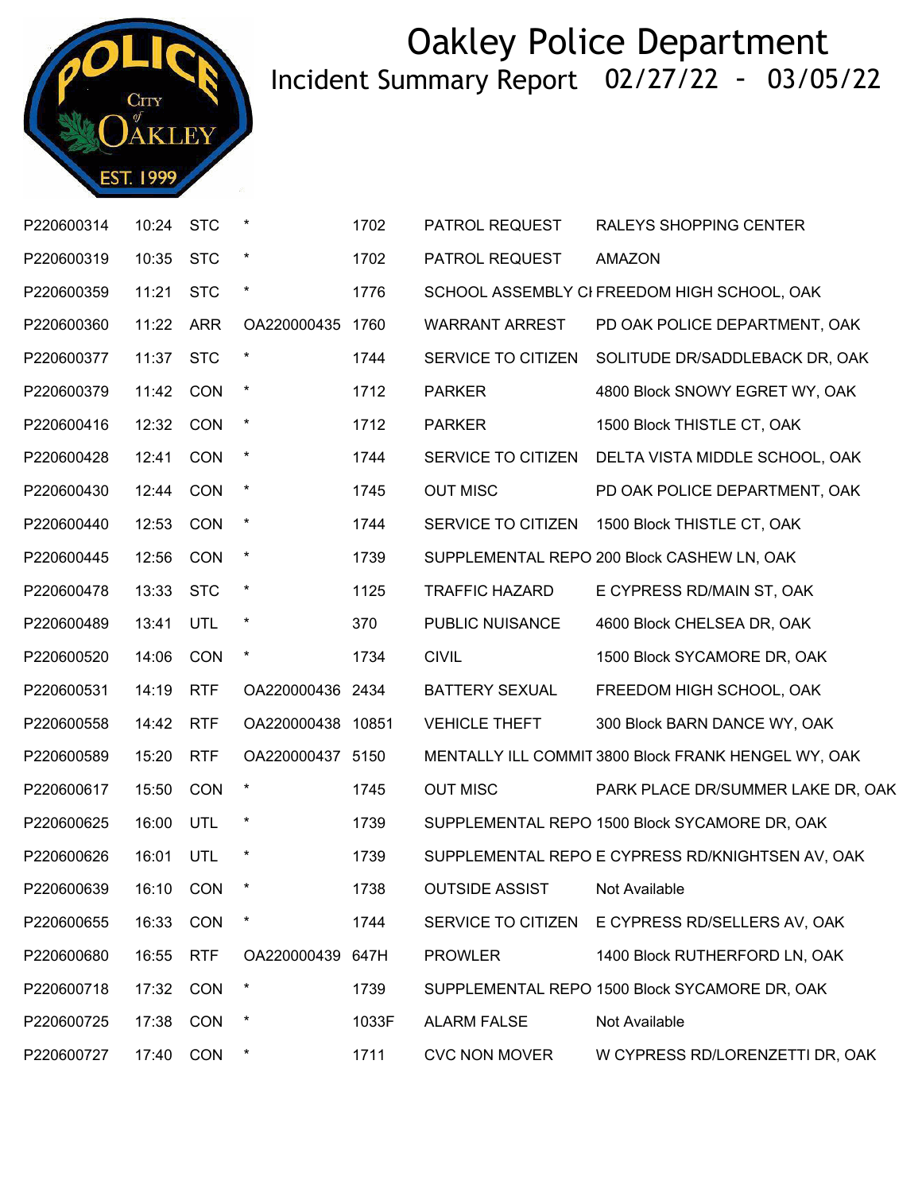# Oakley Police Department

## Incident Summary Report 02/27/22 - 03/05/22

| | | | | | | |
|---|---|---|---|---|---|---|
| P220600314 | 10:24 | STC | * | 1702 | PATROL REQUEST | RALEYS SHOPPING CENTER |
| P220600319 | 10:35 | STC | * | 1702 | PATROL REQUEST | AMAZON |
| P220600359 | 11:21 | STC | * | 1776 | SCHOOL ASSEMBLY CI | FREEDOM HIGH SCHOOL, OAK |
| P220600360 | 11:22 | ARR | OA220000435 | 1760 | WARRANT ARREST | PD OAK POLICE DEPARTMENT, OAK |
| P220600377 | 11:37 | STC | * | 1744 | SERVICE TO CITIZEN | SOLITUDE DR/SADDLEBACK DR, OAK |
| P220600379 | 11:42 | CON | * | 1712 | PARKER | 4800 Block SNOWY EGRET WY, OAK |
| P220600416 | 12:32 | CON | * | 1712 | PARKER | 1500 Block THISTLE CT, OAK |
| P220600428 | 12:41 | CON | * | 1744 | SERVICE TO CITIZEN | DELTA VISTA MIDDLE SCHOOL, OAK |
| P220600430 | 12:44 | CON | * | 1745 | OUT MISC | PD OAK POLICE DEPARTMENT, OAK |
| P220600440 | 12:53 | CON | * | 1744 | SERVICE TO CITIZEN | 1500 Block THISTLE CT, OAK |
| P220600445 | 12:56 | CON | * | 1739 | SUPPLEMENTAL REPO | 200 Block CASHEW LN, OAK |
| P220600478 | 13:33 | STC | * | 1125 | TRAFFIC HAZARD | E CYPRESS RD/MAIN ST, OAK |
| P220600489 | 13:41 | UTL | * | 370 | PUBLIC NUISANCE | 4600 Block CHELSEA DR, OAK |
| P220600520 | 14:06 | CON | * | 1734 | CIVIL | 1500 Block SYCAMORE DR, OAK |
| P220600531 | 14:19 | RTF | OA220000436 | 2434 | BATTERY SEXUAL | FREEDOM HIGH SCHOOL, OAK |
| P220600558 | 14:42 | RTF | OA220000438 | 10851 | VEHICLE THEFT | 300 Block BARN DANCE WY, OAK |
| P220600589 | 15:20 | RTF | OA220000437 | 5150 | MENTALLY ILL COMMIT | 3800 Block FRANK HENGEL WY, OAK |
| P220600617 | 15:50 | CON | * | 1745 | OUT MISC | PARK PLACE DR/SUMMER LAKE DR, OAK |
| P220600625 | 16:00 | UTL | * | 1739 | SUPPLEMENTAL REPO | 1500 Block SYCAMORE DR, OAK |
| P220600626 | 16:01 | UTL | * | 1739 | SUPPLEMENTAL REPO | E CYPRESS RD/KNIGHTSEN AV, OAK |
| P220600639 | 16:10 | CON | * | 1738 | OUTSIDE ASSIST | Not Available |
| P220600655 | 16:33 | CON | * | 1744 | SERVICE TO CITIZEN | E CYPRESS RD/SELLERS AV, OAK |
| P220600680 | 16:55 | RTF | OA220000439 | 647H | PROWLER | 1400 Block RUTHERFORD LN, OAK |
| P220600718 | 17:32 | CON | * | 1739 | SUPPLEMENTAL REPO | 1500 Block SYCAMORE DR, OAK |
| P220600725 | 17:38 | CON | * | 1033F | ALARM FALSE | Not Available |
| P220600727 | 17:40 | CON | * | 1711 | CVC NON MOVER | W CYPRESS RD/LORENZETTI DR, OAK |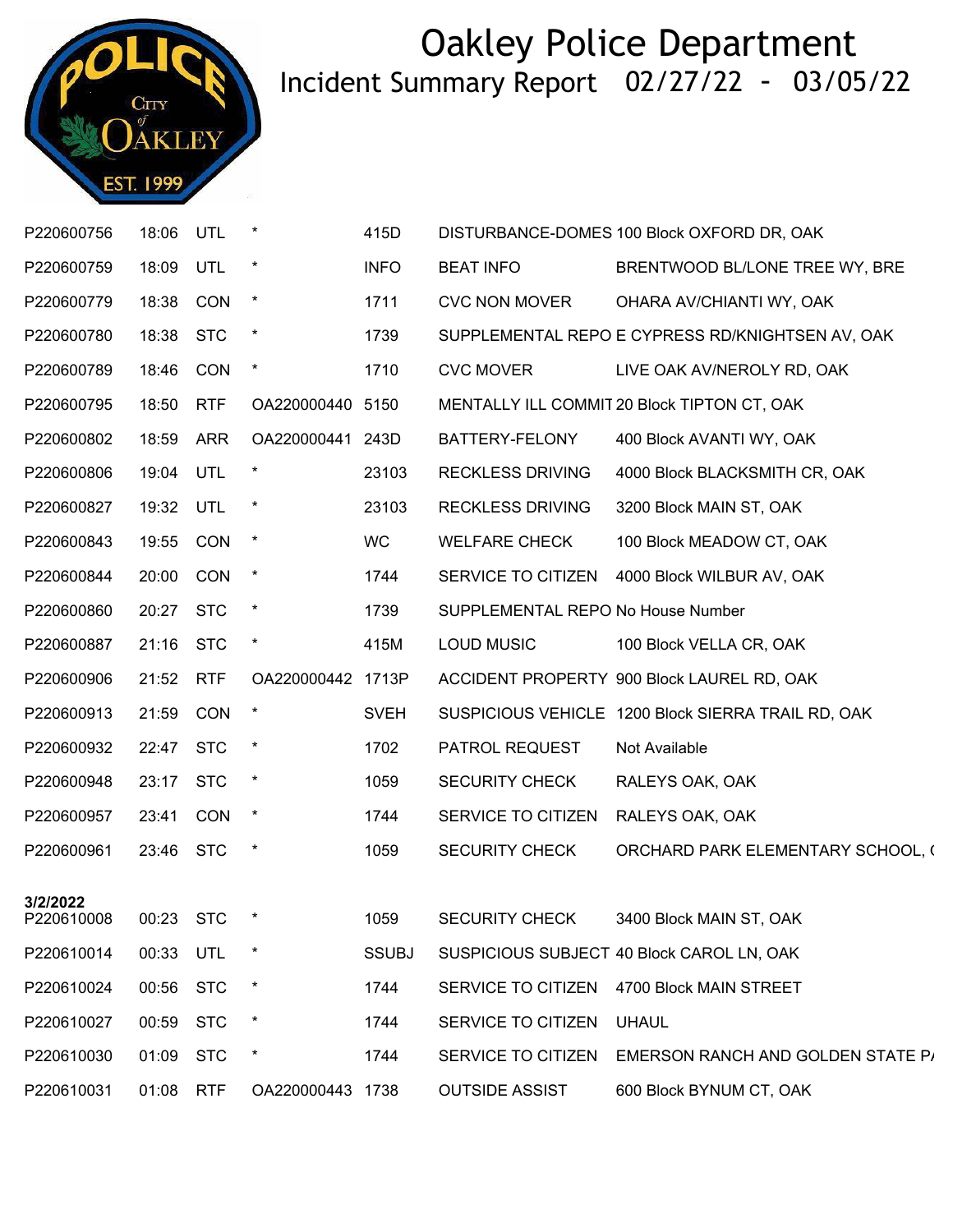# Oakley Police Department

## Incident Summary Report 02/27/22 - 03/05/22

| | | | | | | |
|---|---|---|---|---|---|---|
| P220600756 | 18:06 | UTL | * | 415D | DISTURBANCE-DOMES | 100 Block OXFORD DR, OAK |
| P220600759 | 18:09 | UTL | * | INFO | BEAT INFO | BRENTWOOD BL/LONE TREE WY, BRE |
| P220600779 | 18:38 | CON | * | 1711 | CVC NON MOVER | OHARA AV/CHIANTI WY, OAK |
| P220600780 | 18:38 | STC | * | 1739 | SUPPLEMENTAL REPO | E CYPRESS RD/KNIGHTSEN AV, OAK |
| P220600789 | 18:46 | CON | * | 1710 | CVC MOVER | LIVE OAK AV/NEROLY RD, OAK |
| P220600795 | 18:50 | RTF | OA220000440 | 5150 | MENTALLY ILL COMMIT | 20 Block TIPTON CT, OAK |
| P220600802 | 18:59 | ARR | OA220000441 | 243D | BATTERY-FELONY | 400 Block AVANTI WY, OAK |
| P220600806 | 19:04 | UTL | * | 23103 | RECKLESS DRIVING | 4000 Block BLACKSMITH CR, OAK |
| P220600827 | 19:32 | UTL | * | 23103 | RECKLESS DRIVING | 3200 Block MAIN ST, OAK |
| P220600843 | 19:55 | CON | * | WC | WELFARE CHECK | 100 Block MEADOW CT, OAK |
| P220600844 | 20:00 | CON | * | 1744 | SERVICE TO CITIZEN | 4000 Block WILBUR AV, OAK |
| P220600860 | 20:27 | STC | * | 1739 | SUPPLEMENTAL REPO | No House Number |
| P220600887 | 21:16 | STC | * | 415M | LOUD MUSIC | 100 Block VELLA CR, OAK |
| P220600906 | 21:52 | RTF | OA220000442 | 1713P | ACCIDENT PROPERTY | 900 Block LAUREL RD, OAK |
| P220600913 | 21:59 | CON | * | SVEH | SUSPICIOUS VEHICLE | 1200 Block SIERRA TRAIL RD, OAK |
| P220600932 | 22:47 | STC | * | 1702 | PATROL REQUEST | Not Available |
| P220600948 | 23:17 | STC | * | 1059 | SECURITY CHECK | RALEYS OAK, OAK |
| P220600957 | 23:41 | CON | * | 1744 | SERVICE TO CITIZEN | RALEYS OAK, OAK |
| P220600961 | 23:46 | STC | * | 1059 | SECURITY CHECK | ORCHARD PARK ELEMENTARY SCHOOL, ( |
| **3/2/2022** | | | | | | |
| P220610008 | 00:23 | STC | * | 1059 | SECURITY CHECK | 3400 Block MAIN ST, OAK |
| P220610014 | 00:33 | UTL | * | SSUBJ | SUSPICIOUS SUBJECT | 40 Block CAROL LN, OAK |
| P220610024 | 00:56 | STC | * | 1744 | SERVICE TO CITIZEN | 4700 Block MAIN STREET |
| P220610027 | 00:59 | STC | * | 1744 | SERVICE TO CITIZEN | UHAUL |
| P220610030 | 01:09 | STC | * | 1744 | SERVICE TO CITIZEN | EMERSON RANCH AND GOLDEN STATE P/ |
| P220610031 | 01:08 | RTF | OA220000443 | 1738 | OUTSIDE ASSIST | 600 Block BYNUM CT, OAK |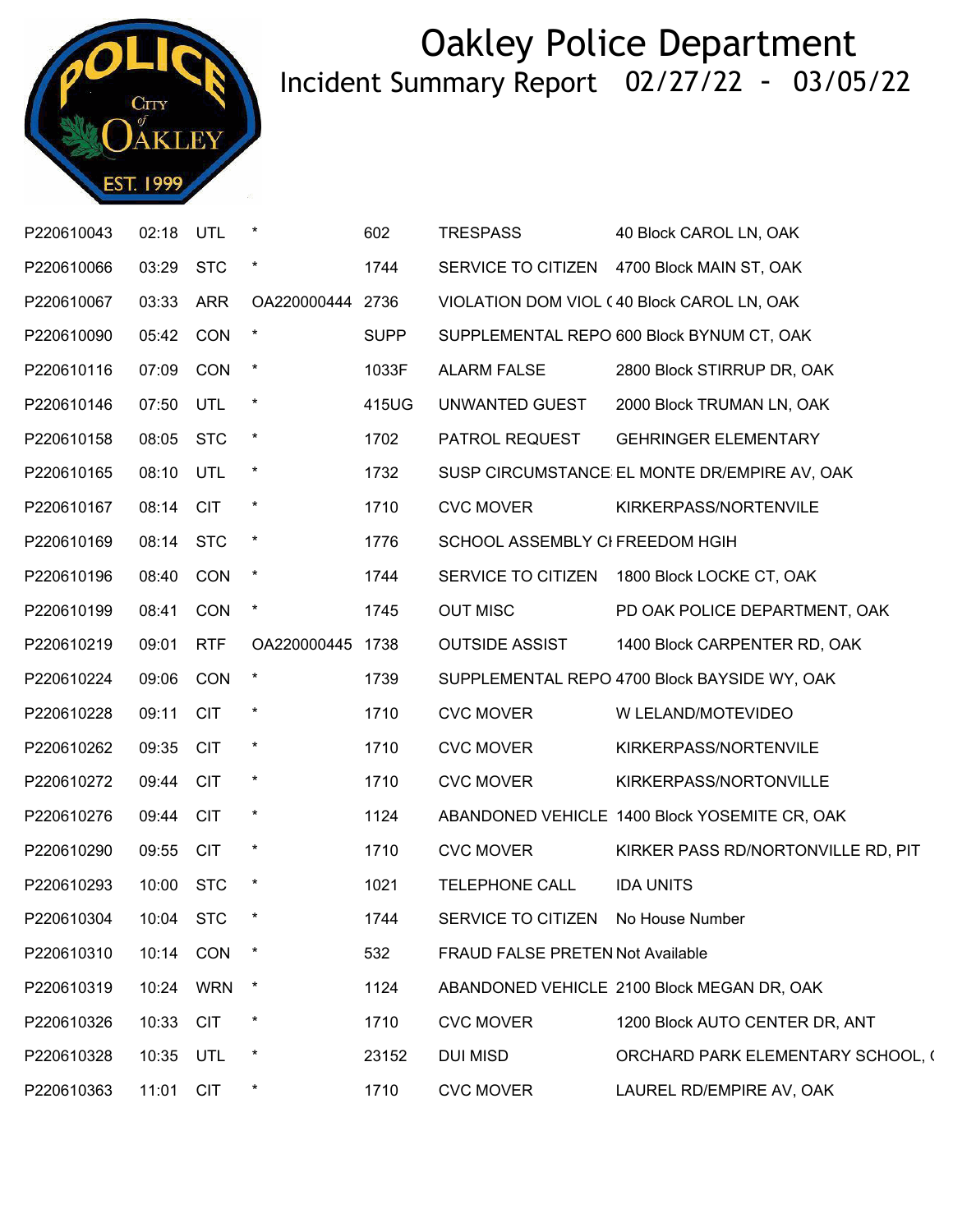# Oakley Police Department

## Incident Summary Report 02/27/22 - 03/05/22

| | | | | | | |
|---|---|---|---|---|---|---|
| P220610043 | 02:18 | UTL | * | 602 | TRESPASS | 40 Block CAROL LN, OAK |
| P220610066 | 03:29 | STC | * | 1744 | SERVICE TO CITIZEN | 4700 Block MAIN ST, OAK |
| P220610067 | 03:33 | ARR | OA220000444 | 2736 | VIOLATION DOM VIOL ( | 40 Block CAROL LN, OAK |
| P220610090 | 05:42 | CON | * | SUPP | SUPPLEMENTAL REPO | 600 Block BYNUM CT, OAK |
| P220610116 | 07:09 | CON | * | 1033F | ALARM FALSE | 2800 Block STIRRUP DR, OAK |
| P220610146 | 07:50 | UTL | * | 415UG | UNWANTED GUEST | 2000 Block TRUMAN LN, OAK |
| P220610158 | 08:05 | STC | * | 1702 | PATROL REQUEST | GEHRINGER ELEMENTARY |
| P220610165 | 08:10 | UTL | * | 1732 | SUSP CIRCUMSTANCE | EL MONTE DR/EMPIRE AV, OAK |
| P220610167 | 08:14 | CIT | * | 1710 | CVC MOVER | KIRKERPASS/NORTENVILE |
| P220610169 | 08:14 | STC | * | 1776 | SCHOOL ASSEMBLY CI | FREEDOM HGIH |
| P220610196 | 08:40 | CON | * | 1744 | SERVICE TO CITIZEN | 1800 Block LOCKE CT, OAK |
| P220610199 | 08:41 | CON | * | 1745 | OUT MISC | PD OAK POLICE DEPARTMENT, OAK |
| P220610219 | 09:01 | RTF | OA220000445 | 1738 | OUTSIDE ASSIST | 1400 Block CARPENTER RD, OAK |
| P220610224 | 09:06 | CON | * | 1739 | SUPPLEMENTAL REPO | 4700 Block BAYSIDE WY, OAK |
| P220610228 | 09:11 | CIT | * | 1710 | CVC MOVER | W LELAND/MOTEVIDEO |
| P220610262 | 09:35 | CIT | * | 1710 | CVC MOVER | KIRKERPASS/NORTENVILE |
| P220610272 | 09:44 | CIT | * | 1710 | CVC MOVER | KIRKERPASS/NORTONVILLE |
| P220610276 | 09:44 | CIT | * | 1124 | ABANDONED VEHICLE | 1400 Block YOSEMITE CR, OAK |
| P220610290 | 09:55 | CIT | * | 1710 | CVC MOVER | KIRKER PASS RD/NORTONVILLE RD, PIT |
| P220610293 | 10:00 | STC | * | 1021 | TELEPHONE CALL | IDA UNITS |
| P220610304 | 10:04 | STC | * | 1744 | SERVICE TO CITIZEN | No House Number |
| P220610310 | 10:14 | CON | * | 532 | FRAUD FALSE PRETEN | Not Available |
| P220610319 | 10:24 | WRN | * | 1124 | ABANDONED VEHICLE | 2100 Block MEGAN DR, OAK |
| P220610326 | 10:33 | CIT | * | 1710 | CVC MOVER | 1200 Block AUTO CENTER DR, ANT |
| P220610328 | 10:35 | UTL | * | 23152 | DUI MISD | ORCHARD PARK ELEMENTARY SCHOOL, ( |
| P220610363 | 11:01 | CIT | * | 1710 | CVC MOVER | LAUREL RD/EMPIRE AV, OAK |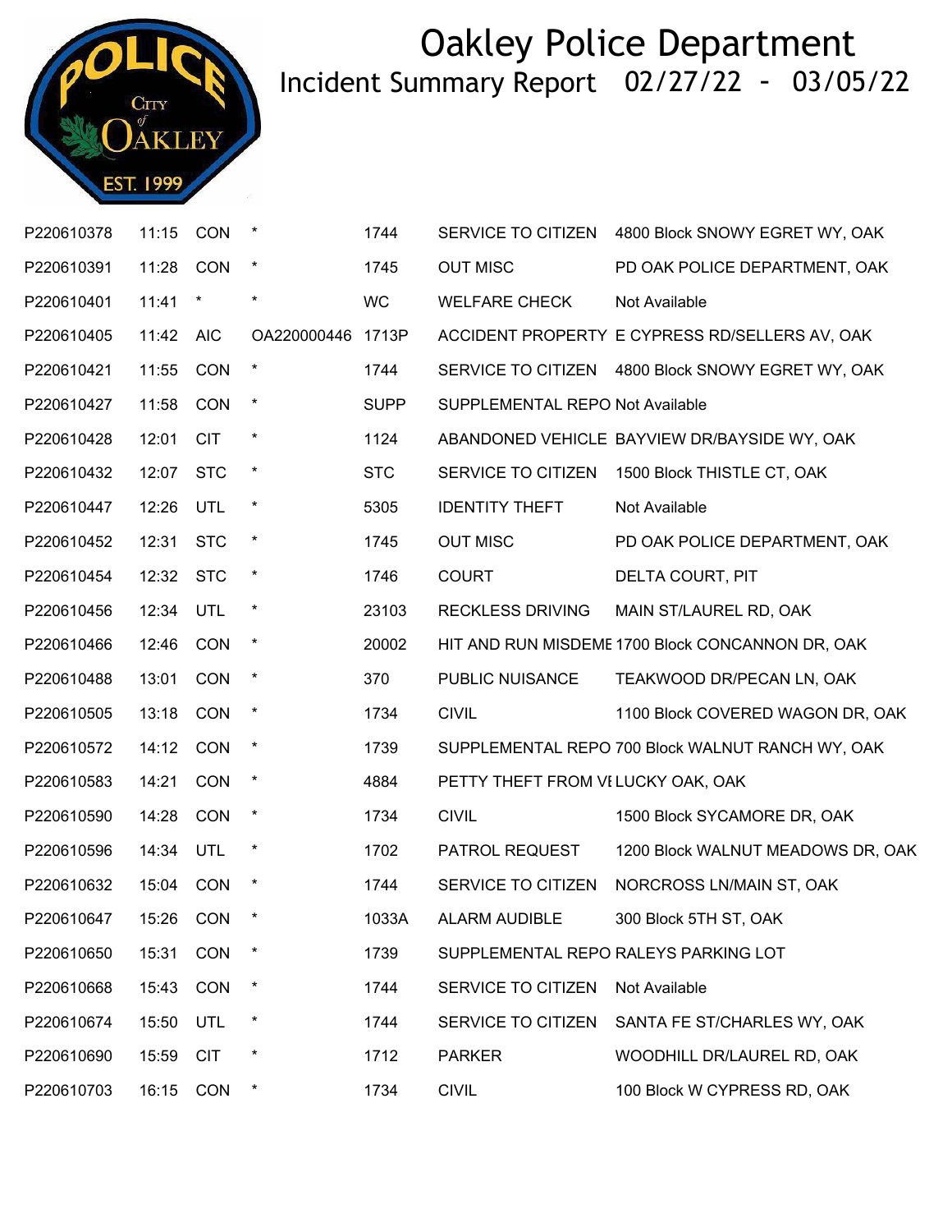# Oakley Police Department

## Incident Summary Report 02/27/22 - 03/05/22

| | | | | | | |
|---|---|---|---|---|---|---|
| P220610378 | 11:15 | CON | * | 1744 | SERVICE TO CITIZEN | 4800 Block SNOWY EGRET WY, OAK |
| P220610391 | 11:28 | CON | * | 1745 | OUT MISC | PD OAK POLICE DEPARTMENT, OAK |
| P220610401 | 11:41 | * | * | WC | WELFARE CHECK | Not Available |
| P220610405 | 11:42 | AIC | OA220000446 | 1713P | ACCIDENT PROPERTY | E CYPRESS RD/SELLERS AV, OAK |
| P220610421 | 11:55 | CON | * | 1744 | SERVICE TO CITIZEN | 4800 Block SNOWY EGRET WY, OAK |
| P220610427 | 11:58 | CON | * | SUPP | SUPPLEMENTAL REPO | Not Available |
| P220610428 | 12:01 | CIT | * | 1124 | ABANDONED VEHICLE | BAYVIEW DR/BAYSIDE WY, OAK |
| P220610432 | 12:07 | STC | * | STC | SERVICE TO CITIZEN | 1500 Block THISTLE CT, OAK |
| P220610447 | 12:26 | UTL | * | 5305 | IDENTITY THEFT | Not Available |
| P220610452 | 12:31 | STC | * | 1745 | OUT MISC | PD OAK POLICE DEPARTMENT, OAK |
| P220610454 | 12:32 | STC | * | 1746 | COURT | DELTA COURT, PIT |
| P220610456 | 12:34 | UTL | * | 23103 | RECKLESS DRIVING | MAIN ST/LAUREL RD, OAK |
| P220610466 | 12:46 | CON | * | 20002 | HIT AND RUN MISDEME | 1700 Block CONCANNON DR, OAK |
| P220610488 | 13:01 | CON | * | 370 | PUBLIC NUISANCE | TEAKWOOD DR/PECAN LN, OAK |
| P220610505 | 13:18 | CON | * | 1734 | CIVIL | 1100 Block COVERED WAGON DR, OAK |
| P220610572 | 14:12 | CON | * | 1739 | SUPPLEMENTAL REPO | 700 Block WALNUT RANCH WY, OAK |
| P220610583 | 14:21 | CON | * | 4884 | PETTY THEFT FROM VE | LUCKY OAK, OAK |
| P220610590 | 14:28 | CON | * | 1734 | CIVIL | 1500 Block SYCAMORE DR, OAK |
| P220610596 | 14:34 | UTL | * | 1702 | PATROL REQUEST | 1200 Block WALNUT MEADOWS DR, OAK |
| P220610632 | 15:04 | CON | * | 1744 | SERVICE TO CITIZEN | NORCROSS LN/MAIN ST, OAK |
| P220610647 | 15:26 | CON | * | 1033A | ALARM AUDIBLE | 300 Block 5TH ST, OAK |
| P220610650 | 15:31 | CON | * | 1739 | SUPPLEMENTAL REPO | RALEYS PARKING LOT |
| P220610668 | 15:43 | CON | * | 1744 | SERVICE TO CITIZEN | Not Available |
| P220610674 | 15:50 | UTL | * | 1744 | SERVICE TO CITIZEN | SANTA FE ST/CHARLES WY, OAK |
| P220610690 | 15:59 | CIT | * | 1712 | PARKER | WOODHILL DR/LAUREL RD, OAK |
| P220610703 | 16:15 | CON | * | 1734 | CIVIL | 100 Block W CYPRESS RD, OAK |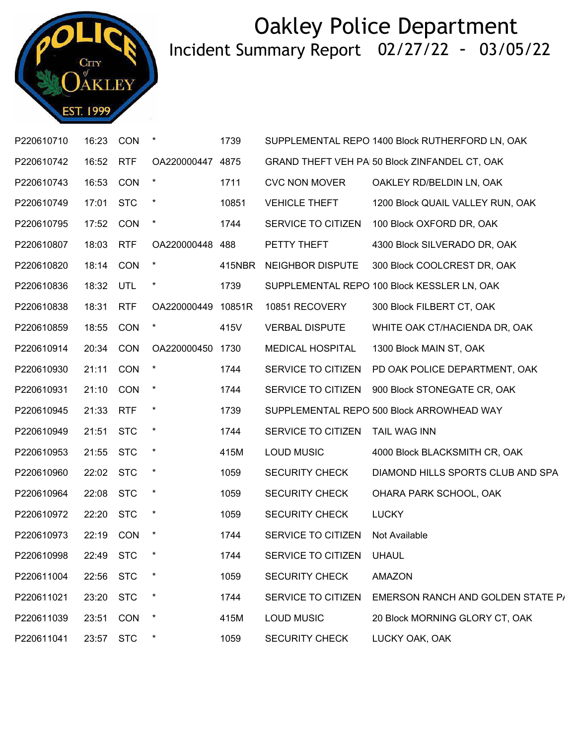# Oakley Police Department

## Incident Summary Report 02/27/22 - 03/05/22

| | | | | | | |
|---|---|---|---|---|---|---|
| P220610710 | 16:23 | CON | * | 1739 | SUPPLEMENTAL REPO | 1400 Block RUTHERFORD LN, OAK |
| P220610742 | 16:52 | RTF | OA220000447 | 4875 | GRAND THEFT VEH PA | 50 Block ZINFANDEL CT, OAK |
| P220610743 | 16:53 | CON | * | 1711 | CVC NON MOVER | OAKLEY RD/BELDIN LN, OAK |
| P220610749 | 17:01 | STC | * | 10851 | VEHICLE THEFT | 1200 Block QUAIL VALLEY RUN, OAK |
| P220610795 | 17:52 | CON | * | 1744 | SERVICE TO CITIZEN | 100 Block OXFORD DR, OAK |
| P220610807 | 18:03 | RTF | OA220000448 | 488 | PETTY THEFT | 4300 Block SILVERADO DR, OAK |
| P220610820 | 18:14 | CON | * | 415NBR | NEIGHBOR DISPUTE | 300 Block COOLCREST DR, OAK |
| P220610836 | 18:32 | UTL | * | 1739 | SUPPLEMENTAL REPO | 100 Block KESSLER LN, OAK |
| P220610838 | 18:31 | RTF | OA220000449 | 10851R | 10851 RECOVERY | 300 Block FILBERT CT, OAK |
| P220610859 | 18:55 | CON | * | 415V | VERBAL DISPUTE | WHITE OAK CT/HACIENDA DR, OAK |
| P220610914 | 20:34 | CON | OA220000450 | 1730 | MEDICAL HOSPITAL | 1300 Block MAIN ST, OAK |
| P220610930 | 21:11 | CON | * | 1744 | SERVICE TO CITIZEN | PD OAK POLICE DEPARTMENT, OAK |
| P220610931 | 21:10 | CON | * | 1744 | SERVICE TO CITIZEN | 900 Block STONEGATE CR, OAK |
| P220610945 | 21:33 | RTF | * | 1739 | SUPPLEMENTAL REPO | 500 Block ARROWHEAD WAY |
| P220610949 | 21:51 | STC | * | 1744 | SERVICE TO CITIZEN | TAIL WAG INN |
| P220610953 | 21:55 | STC | * | 415M | LOUD MUSIC | 4000 Block BLACKSMITH CR, OAK |
| P220610960 | 22:02 | STC | * | 1059 | SECURITY CHECK | DIAMOND HILLS SPORTS CLUB AND SPA |
| P220610964 | 22:08 | STC | * | 1059 | SECURITY CHECK | OHARA PARK SCHOOL, OAK |
| P220610972 | 22:20 | STC | * | 1059 | SECURITY CHECK | LUCKY |
| P220610973 | 22:19 | CON | * | 1744 | SERVICE TO CITIZEN | Not Available |
| P220610998 | 22:49 | STC | * | 1744 | SERVICE TO CITIZEN | UHAUL |
| P220611004 | 22:56 | STC | * | 1059 | SECURITY CHECK | AMAZON |
| P220611021 | 23:20 | STC | * | 1744 | SERVICE TO CITIZEN | EMERSON RANCH AND GOLDEN STATE P/ |
| P220611039 | 23:51 | CON | * | 415M | LOUD MUSIC | 20 Block MORNING GLORY CT, OAK |
| P220611041 | 23:57 | STC | * | 1059 | SECURITY CHECK | LUCKY OAK, OAK |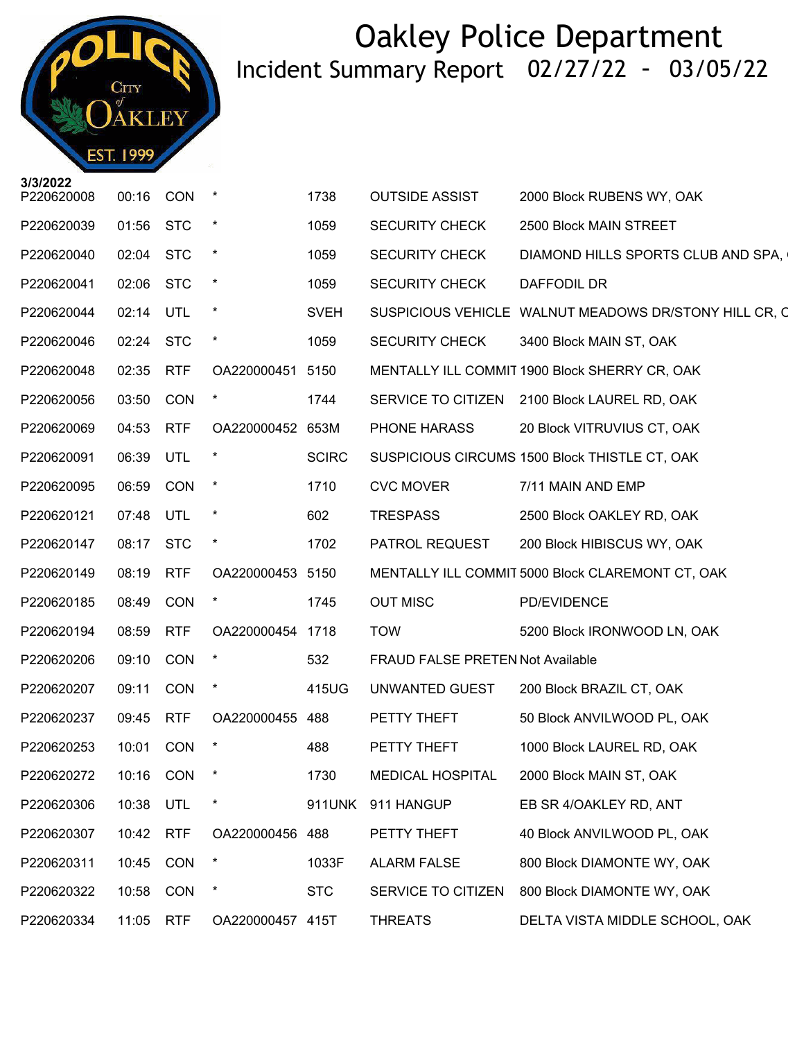# Oakley Police Department

## Incident Summary Report 02/27/22 - 03/05/22

**3/3/2022**

| | | | | | | |
|---|---|---|---|---|---|---|
| P220620008 | 00:16 | CON | * | 1738 | OUTSIDE ASSIST | 2000 Block RUBENS WY, OAK |
| P220620039 | 01:56 | STC | * | 1059 | SECURITY CHECK | 2500 Block MAIN STREET |
| P220620040 | 02:04 | STC | * | 1059 | SECURITY CHECK | DIAMOND HILLS SPORTS CLUB AND SPA, |
| P220620041 | 02:06 | STC | * | 1059 | SECURITY CHECK | DAFFODIL DR |
| P220620044 | 02:14 | UTL | * | SVEH | SUSPICIOUS VEHICLE | WALNUT MEADOWS DR/STONY HILL CR, C |
| P220620046 | 02:24 | STC | * | 1059 | SECURITY CHECK | 3400 Block MAIN ST, OAK |
| P220620048 | 02:35 | RTF | OA220000451 | 5150 | MENTALLY ILL COMMIT | 1900 Block SHERRY CR, OAK |
| P220620056 | 03:50 | CON | * | 1744 | SERVICE TO CITIZEN | 2100 Block LAUREL RD, OAK |
| P220620069 | 04:53 | RTF | OA220000452 | 653M | PHONE HARASS | 20 Block VITRUVIUS CT, OAK |
| P220620091 | 06:39 | UTL | * | SCIRC | SUSPICIOUS CIRCUMS | 1500 Block THISTLE CT, OAK |
| P220620095 | 06:59 | CON | * | 1710 | CVC MOVER | 7/11 MAIN AND EMP |
| P220620121 | 07:48 | UTL | * | 602 | TRESPASS | 2500 Block OAKLEY RD, OAK |
| P220620147 | 08:17 | STC | * | 1702 | PATROL REQUEST | 200 Block HIBISCUS WY, OAK |
| P220620149 | 08:19 | RTF | OA220000453 | 5150 | MENTALLY ILL COMMIT | 5000 Block CLAREMONT CT, OAK |
| P220620185 | 08:49 | CON | * | 1745 | OUT MISC | PD/EVIDENCE |
| P220620194 | 08:59 | RTF | OA220000454 | 1718 | TOW | 5200 Block IRONWOOD LN, OAK |
| P220620206 | 09:10 | CON | * | 532 | FRAUD FALSE PRETEN | Not Available |
| P220620207 | 09:11 | CON | * | 415UG | UNWANTED GUEST | 200 Block BRAZIL CT, OAK |
| P220620237 | 09:45 | RTF | OA220000455 | 488 | PETTY THEFT | 50 Block ANVILWOOD PL, OAK |
| P220620253 | 10:01 | CON | * | 488 | PETTY THEFT | 1000 Block LAUREL RD, OAK |
| P220620272 | 10:16 | CON | * | 1730 | MEDICAL HOSPITAL | 2000 Block MAIN ST, OAK |
| P220620306 | 10:38 | UTL | * | 911UNK | 911 HANGUP | EB SR 4/OAKLEY RD, ANT |
| P220620307 | 10:42 | RTF | OA220000456 | 488 | PETTY THEFT | 40 Block ANVILWOOD PL, OAK |
| P220620311 | 10:45 | CON | * | 1033F | ALARM FALSE | 800 Block DIAMONTE WY, OAK |
| P220620322 | 10:58 | CON | * | STC | SERVICE TO CITIZEN | 800 Block DIAMONTE WY, OAK |
| P220620334 | 11:05 | RTF | OA220000457 | 415T | THREATS | DELTA VISTA MIDDLE SCHOOL, OAK |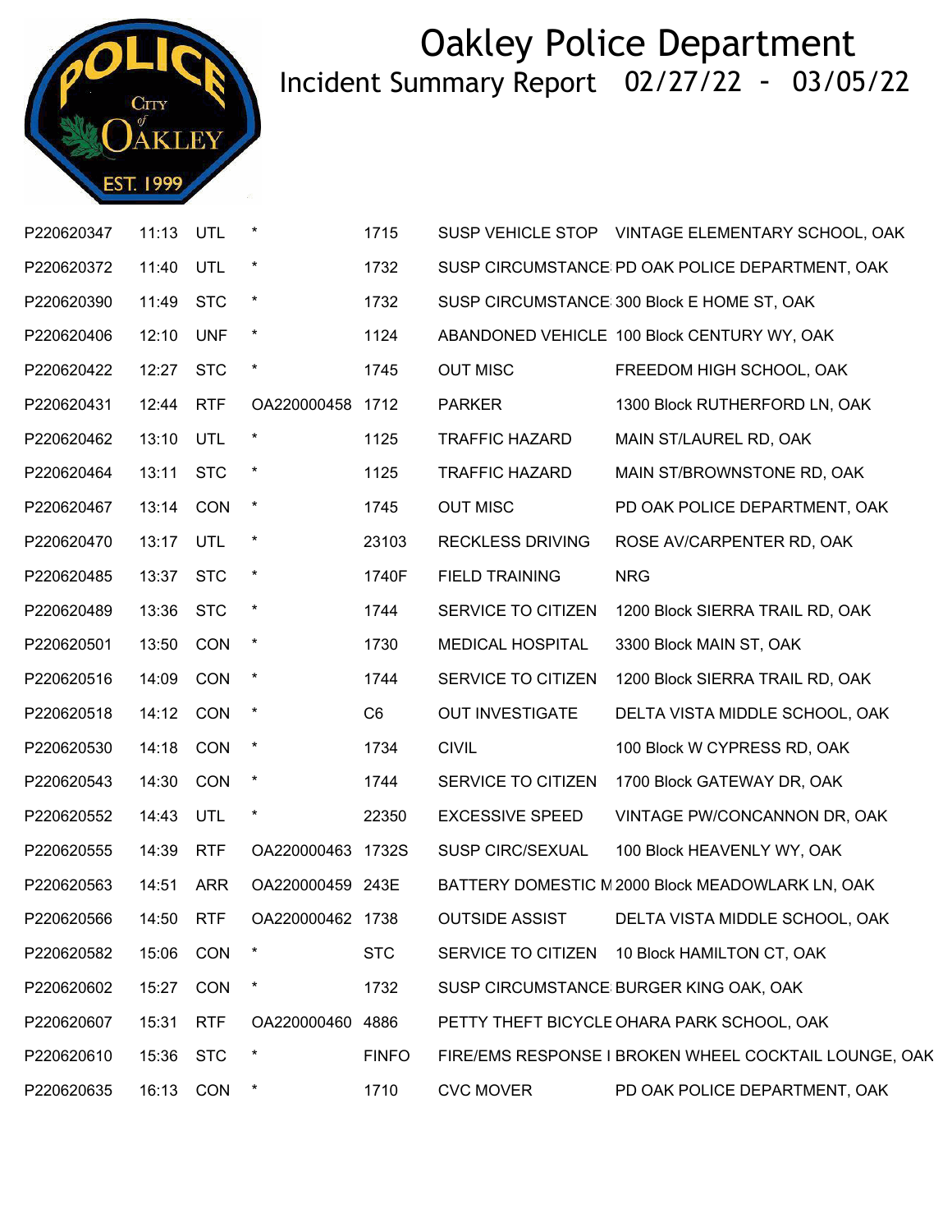# Oakley Police Department

## Incident Summary Report 02/27/22 - 03/05/22

| | | | | | | |
|---|---|---|---|---|---|---|
| P220620347 | 11:13 | UTL | * | 1715 | SUSP VEHICLE STOP | VINTAGE ELEMENTARY SCHOOL, OAK |
| P220620372 | 11:40 | UTL | * | 1732 | SUSP CIRCUMSTANCE | PD OAK POLICE DEPARTMENT, OAK |
| P220620390 | 11:49 | STC | * | 1732 | SUSP CIRCUMSTANCE | 300 Block E HOME ST, OAK |
| P220620406 | 12:10 | UNF | * | 1124 | ABANDONED VEHICLE | 100 Block CENTURY WY, OAK |
| P220620422 | 12:27 | STC | * | 1745 | OUT MISC | FREEDOM HIGH SCHOOL, OAK |
| P220620431 | 12:44 | RTF | OA220000458 | 1712 | PARKER | 1300 Block RUTHERFORD LN, OAK |
| P220620462 | 13:10 | UTL | * | 1125 | TRAFFIC HAZARD | MAIN ST/LAUREL RD, OAK |
| P220620464 | 13:11 | STC | * | 1125 | TRAFFIC HAZARD | MAIN ST/BROWNSTONE RD, OAK |
| P220620467 | 13:14 | CON | * | 1745 | OUT MISC | PD OAK POLICE DEPARTMENT, OAK |
| P220620470 | 13:17 | UTL | * | 23103 | RECKLESS DRIVING | ROSE AV/CARPENTER RD, OAK |
| P220620485 | 13:37 | STC | * | 1740F | FIELD TRAINING | NRG |
| P220620489 | 13:36 | STC | * | 1744 | SERVICE TO CITIZEN | 1200 Block SIERRA TRAIL RD, OAK |
| P220620501 | 13:50 | CON | * | 1730 | MEDICAL HOSPITAL | 3300 Block MAIN ST, OAK |
| P220620516 | 14:09 | CON | * | 1744 | SERVICE TO CITIZEN | 1200 Block SIERRA TRAIL RD, OAK |
| P220620518 | 14:12 | CON | * | C6 | OUT INVESTIGATE | DELTA VISTA MIDDLE SCHOOL, OAK |
| P220620530 | 14:18 | CON | * | 1734 | CIVIL | 100 Block W CYPRESS RD, OAK |
| P220620543 | 14:30 | CON | * | 1744 | SERVICE TO CITIZEN | 1700 Block GATEWAY DR, OAK |
| P220620552 | 14:43 | UTL | * | 22350 | EXCESSIVE SPEED | VINTAGE PW/CONCANNON DR, OAK |
| P220620555 | 14:39 | RTF | OA220000463 | 1732S | SUSP CIRC/SEXUAL | 100 Block HEAVENLY WY, OAK |
| P220620563 | 14:51 | ARR | OA220000459 | 243E | BATTERY DOMESTIC M | 2000 Block MEADOWLARK LN, OAK |
| P220620566 | 14:50 | RTF | OA220000462 | 1738 | OUTSIDE ASSIST | DELTA VISTA MIDDLE SCHOOL, OAK |
| P220620582 | 15:06 | CON | * | STC | SERVICE TO CITIZEN | 10 Block HAMILTON CT, OAK |
| P220620602 | 15:27 | CON | * | 1732 | SUSP CIRCUMSTANCE | BURGER KING OAK, OAK |
| P220620607 | 15:31 | RTF | OA220000460 | 4886 | PETTY THEFT BICYCLE | OHARA PARK SCHOOL, OAK |
| P220620610 | 15:36 | STC | * | FINFO | FIRE/EMS RESPONSE I | BROKEN WHEEL COCKTAIL LOUNGE, OAK |
| P220620635 | 16:13 | CON | * | 1710 | CVC MOVER | PD OAK POLICE DEPARTMENT, OAK |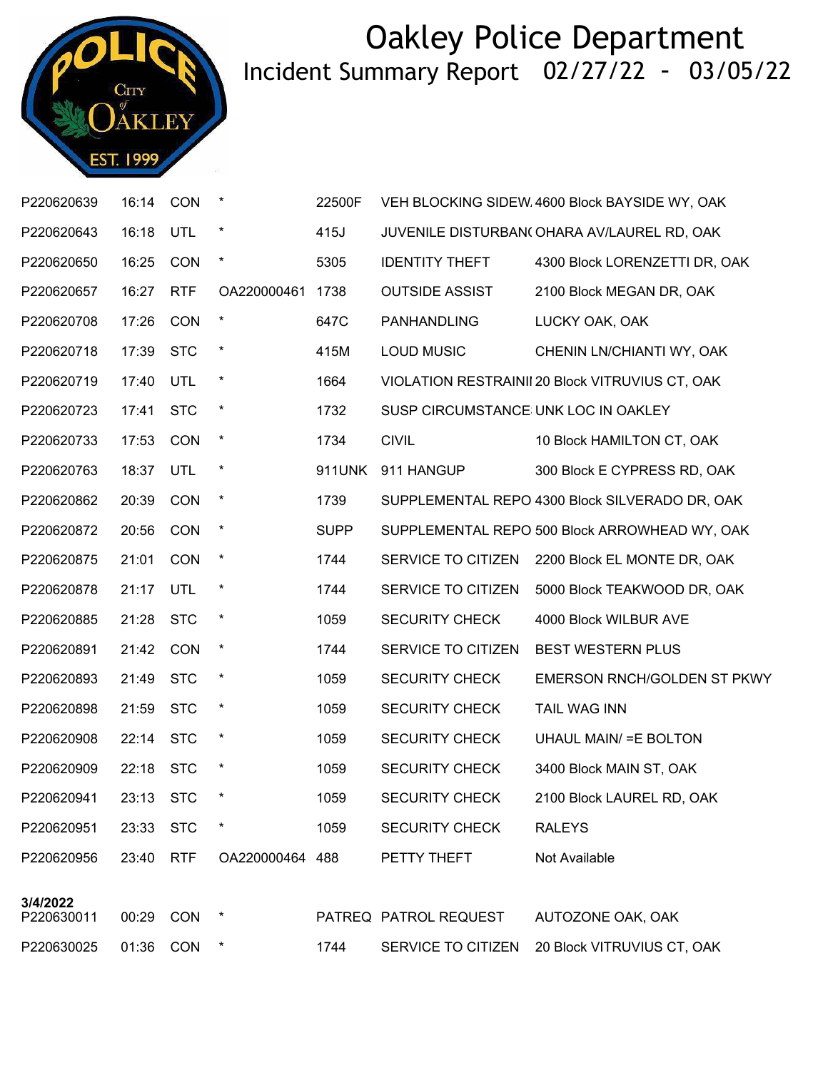# Oakley Police Department

## Incident Summary Report 02/27/22 - 03/05/22

| | | | | | | |
|---|---|---|---|---|---|---|
| P220620639 | 16:14 | CON | * | 22500F | VEH BLOCKING SIDEW. | 4600 Block BAYSIDE WY, OAK |
| P220620643 | 16:18 | UTL | * | 415J | JUVENILE DISTURBAN( | OHARA AV/LAUREL RD, OAK |
| P220620650 | 16:25 | CON | * | 5305 | IDENTITY THEFT | 4300 Block LORENZETTI DR, OAK |
| P220620657 | 16:27 | RTF | OA220000461 | 1738 | OUTSIDE ASSIST | 2100 Block MEGAN DR, OAK |
| P220620708 | 17:26 | CON | * | 647C | PANHANDLING | LUCKY OAK, OAK |
| P220620718 | 17:39 | STC | * | 415M | LOUD MUSIC | CHENIN LN/CHIANTI WY, OAK |
| P220620719 | 17:40 | UTL | * | 1664 | VIOLATION RESTRAINII | 20 Block VITRUVIUS CT, OAK |
| P220620723 | 17:41 | STC | * | 1732 | SUSP CIRCUMSTANCE | UNK LOC IN OAKLEY |
| P220620733 | 17:53 | CON | * | 1734 | CIVIL | 10 Block HAMILTON CT, OAK |
| P220620763 | 18:37 | UTL | * | 911UNK | 911 HANGUP | 300 Block E CYPRESS RD, OAK |
| P220620862 | 20:39 | CON | * | 1739 | SUPPLEMENTAL REPO | 4300 Block SILVERADO DR, OAK |
| P220620872 | 20:56 | CON | * | SUPP | SUPPLEMENTAL REPO | 500 Block ARROWHEAD WY, OAK |
| P220620875 | 21:01 | CON | * | 1744 | SERVICE TO CITIZEN | 2200 Block EL MONTE DR, OAK |
| P220620878 | 21:17 | UTL | * | 1744 | SERVICE TO CITIZEN | 5000 Block TEAKWOOD DR, OAK |
| P220620885 | 21:28 | STC | * | 1059 | SECURITY CHECK | 4000 Block WILBUR AVE |
| P220620891 | 21:42 | CON | * | 1744 | SERVICE TO CITIZEN | BEST WESTERN PLUS |
| P220620893 | 21:49 | STC | * | 1059 | SECURITY CHECK | EMERSON RNCH/GOLDEN ST PKWY |
| P220620898 | 21:59 | STC | * | 1059 | SECURITY CHECK | TAIL WAG INN |
| P220620908 | 22:14 | STC | * | 1059 | SECURITY CHECK | UHAUL MAIN/ =E BOLTON |
| P220620909 | 22:18 | STC | * | 1059 | SECURITY CHECK | 3400 Block MAIN ST, OAK |
| P220620941 | 23:13 | STC | * | 1059 | SECURITY CHECK | 2100 Block LAUREL RD, OAK |
| P220620951 | 23:33 | STC | * | 1059 | SECURITY CHECK | RALEYS |
| P220620956 | 23:40 | RTF | OA220000464 | 488 | PETTY THEFT | Not Available |

**3/4/2022**

| | | | | | | |
|---|---|---|---|---|---|---|
| P220630011 | 00:29 | CON | * | PATREQ | PATROL REQUEST | AUTOZONE OAK, OAK |
| P220630025 | 01:36 | CON | * | 1744 | SERVICE TO CITIZEN | 20 Block VITRUVIUS CT, OAK |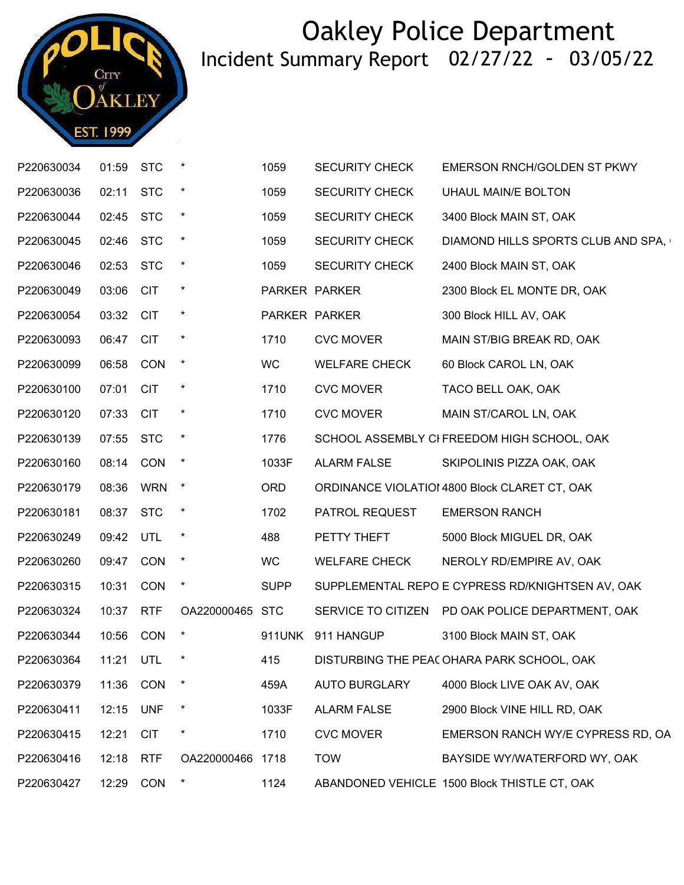# Oakley Police Department

## Incident Summary Report 02/27/22 - 03/05/22

| | | | | | | |
|---|---|---|---|---|---|---|
| P220630034 | 01:59 | STC | * | 1059 | SECURITY CHECK | EMERSON RNCH/GOLDEN ST PKWY |
| P220630036 | 02:11 | STC | * | 1059 | SECURITY CHECK | UHAUL MAIN/E BOLTON |
| P220630044 | 02:45 | STC | * | 1059 | SECURITY CHECK | 3400 Block MAIN ST, OAK |
| P220630045 | 02:46 | STC | * | 1059 | SECURITY CHECK | DIAMOND HILLS SPORTS CLUB AND SPA, |
| P220630046 | 02:53 | STC | * | 1059 | SECURITY CHECK | 2400 Block MAIN ST, OAK |
| P220630049 | 03:06 | CIT | * | PARKER | PARKER | 2300 Block EL MONTE DR, OAK |
| P220630054 | 03:32 | CIT | * | PARKER | PARKER | 300 Block HILL AV, OAK |
| P220630093 | 06:47 | CIT | * | 1710 | CVC MOVER | MAIN ST/BIG BREAK RD, OAK |
| P220630099 | 06:58 | CON | * | WC | WELFARE CHECK | 60 Block CAROL LN, OAK |
| P220630100 | 07:01 | CIT | * | 1710 | CVC MOVER | TACO BELL OAK, OAK |
| P220630120 | 07:33 | CIT | * | 1710 | CVC MOVER | MAIN ST/CAROL LN, OAK |
| P220630139 | 07:55 | STC | * | 1776 | SCHOOL ASSEMBLY CI | FREEDOM HIGH SCHOOL, OAK |
| P220630160 | 08:14 | CON | * | 1033F | ALARM FALSE | SKIPOLINIS PIZZA OAK, OAK |
| P220630179 | 08:36 | WRN | * | ORD | ORDINANCE VIOLATIO | 4800 Block CLARET CT, OAK |
| P220630181 | 08:37 | STC | * | 1702 | PATROL REQUEST | EMERSON RANCH |
| P220630249 | 09:42 | UTL | * | 488 | PETTY THEFT | 5000 Block MIGUEL DR, OAK |
| P220630260 | 09:47 | CON | * | WC | WELFARE CHECK | NEROLY RD/EMPIRE AV, OAK |
| P220630315 | 10:31 | CON | * | SUPP | SUPPLEMENTAL REPO | E CYPRESS RD/KNIGHTSEN AV, OAK |
| P220630324 | 10:37 | RTF | OA220000465 | STC | SERVICE TO CITIZEN | PD OAK POLICE DEPARTMENT, OAK |
| P220630344 | 10:56 | CON | * | 911UNK | 911 HANGUP | 3100 Block MAIN ST, OAK |
| P220630364 | 11:21 | UTL | * | 415 | DISTURBING THE PEA( | OHARA PARK SCHOOL, OAK |
| P220630379 | 11:36 | CON | * | 459A | AUTO BURGLARY | 4000 Block LIVE OAK AV, OAK |
| P220630411 | 12:15 | UNF | * | 1033F | ALARM FALSE | 2900 Block VINE HILL RD, OAK |
| P220630415 | 12:21 | CIT | * | 1710 | CVC MOVER | EMERSON RANCH WY/E CYPRESS RD, OA |
| P220630416 | 12:18 | RTF | OA220000466 | 1718 | TOW | BAYSIDE WY/WATERFORD WY, OAK |
| P220630427 | 12:29 | CON | * | 1124 | ABANDONED VEHICLE | 1500 Block THISTLE CT, OAK |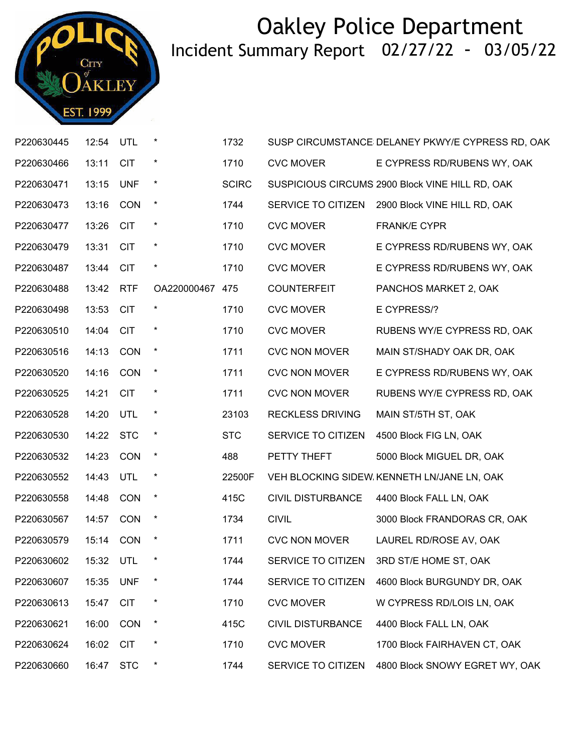# Oakley Police Department

## Incident Summary Report 02/27/22 - 03/05/22

| | | | | | | |
|---|---|---|---|---|---|---|
| P220630445 | 12:54 | UTL | * | 1732 | SUSP CIRCUMSTANCE | DELANEY PKWY/E CYPRESS RD, OAK |
| P220630466 | 13:11 | CIT | * | 1710 | CVC MOVER | E CYPRESS RD/RUBENS WY, OAK |
| P220630471 | 13:15 | UNF | * | SCIRC | SUSPICIOUS CIRCUMS | 2900 Block VINE HILL RD, OAK |
| P220630473 | 13:16 | CON | * | 1744 | SERVICE TO CITIZEN | 2900 Block VINE HILL RD, OAK |
| P220630477 | 13:26 | CIT | * | 1710 | CVC MOVER | FRANK/E CYPR |
| P220630479 | 13:31 | CIT | * | 1710 | CVC MOVER | E CYPRESS RD/RUBENS WY, OAK |
| P220630487 | 13:44 | CIT | * | 1710 | CVC MOVER | E CYPRESS RD/RUBENS WY, OAK |
| P220630488 | 13:42 | RTF | OA220000467 | 475 | COUNTERFEIT | PANCHOS MARKET 2, OAK |
| P220630498 | 13:53 | CIT | * | 1710 | CVC MOVER | E CYPRESS/? |
| P220630510 | 14:04 | CIT | * | 1710 | CVC MOVER | RUBENS WY/E CYPRESS RD, OAK |
| P220630516 | 14:13 | CON | * | 1711 | CVC NON MOVER | MAIN ST/SHADY OAK DR, OAK |
| P220630520 | 14:16 | CON | * | 1711 | CVC NON MOVER | E CYPRESS RD/RUBENS WY, OAK |
| P220630525 | 14:21 | CIT | * | 1711 | CVC NON MOVER | RUBENS WY/E CYPRESS RD, OAK |
| P220630528 | 14:20 | UTL | * | 23103 | RECKLESS DRIVING | MAIN ST/5TH ST, OAK |
| P220630530 | 14:22 | STC | * | STC | SERVICE TO CITIZEN | 4500 Block FIG LN, OAK |
| P220630532 | 14:23 | CON | * | 488 | PETTY THEFT | 5000 Block MIGUEL DR, OAK |
| P220630552 | 14:43 | UTL | * | 22500F | VEH BLOCKING SIDEW | KENNETH LN/JANE LN, OAK |
| P220630558 | 14:48 | CON | * | 415C | CIVIL DISTURBANCE | 4400 Block FALL LN, OAK |
| P220630567 | 14:57 | CON | * | 1734 | CIVIL | 3000 Block FRANDORAS CR, OAK |
| P220630579 | 15:14 | CON | * | 1711 | CVC NON MOVER | LAUREL RD/ROSE AV, OAK |
| P220630602 | 15:32 | UTL | * | 1744 | SERVICE TO CITIZEN | 3RD ST/E HOME ST, OAK |
| P220630607 | 15:35 | UNF | * | 1744 | SERVICE TO CITIZEN | 4600 Block BURGUNDY DR, OAK |
| P220630613 | 15:47 | CIT | * | 1710 | CVC MOVER | W CYPRESS RD/LOIS LN, OAK |
| P220630621 | 16:00 | CON | * | 415C | CIVIL DISTURBANCE | 4400 Block FALL LN, OAK |
| P220630624 | 16:02 | CIT | * | 1710 | CVC MOVER | 1700 Block FAIRHAVEN CT, OAK |
| P220630660 | 16:47 | STC | * | 1744 | SERVICE TO CITIZEN | 4800 Block SNOWY EGRET WY, OAK |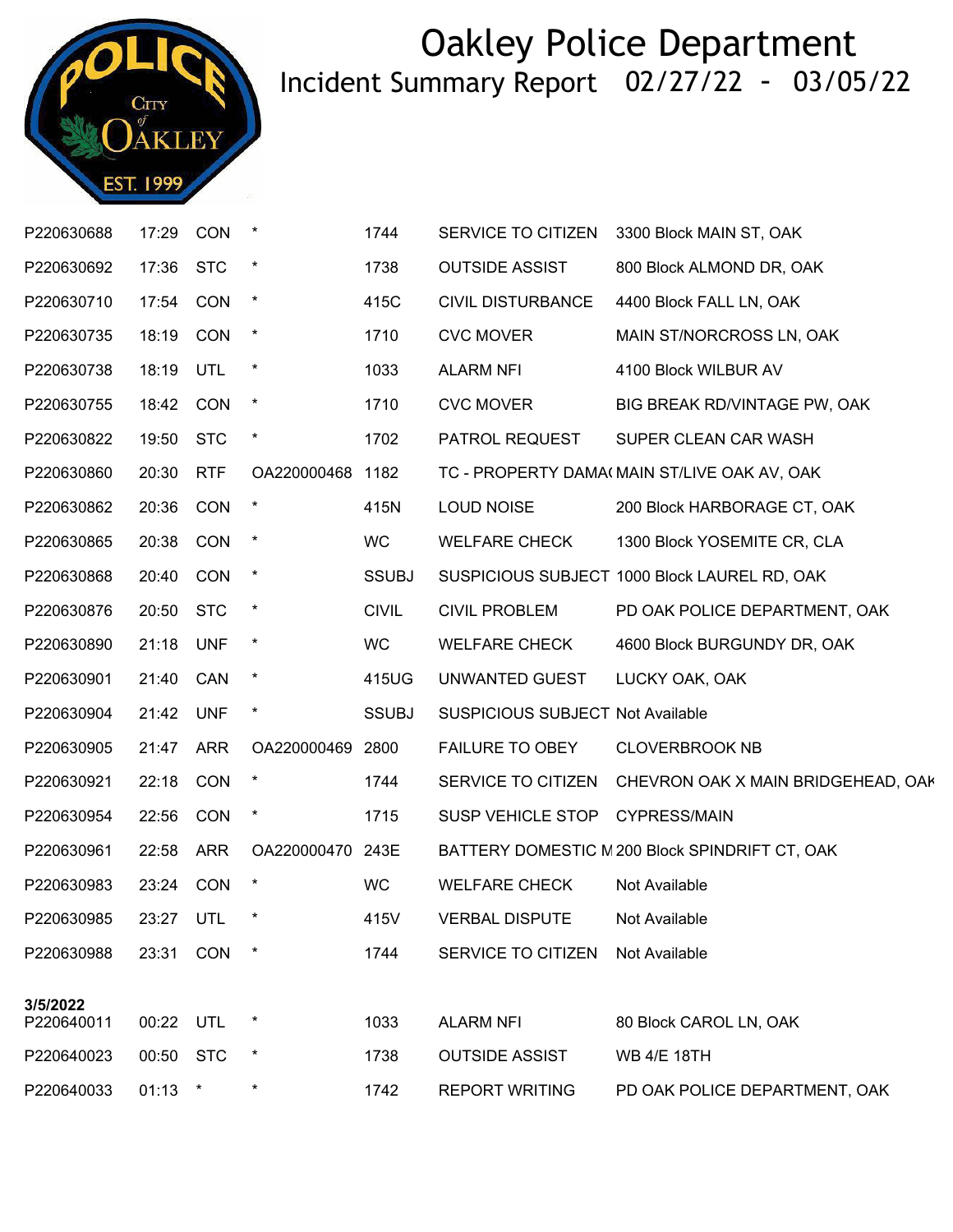# Oakley Police Department

## Incident Summary Report 02/27/22 - 03/05/22

| | | | | | | |
|---|---|---|---|---|---|---|
| P220630688 | 17:29 | CON | * | 1744 | SERVICE TO CITIZEN | 3300 Block MAIN ST, OAK |
| P220630692 | 17:36 | STC | * | 1738 | OUTSIDE ASSIST | 800 Block ALMOND DR, OAK |
| P220630710 | 17:54 | CON | * | 415C | CIVIL DISTURBANCE | 4400 Block FALL LN, OAK |
| P220630735 | 18:19 | CON | * | 1710 | CVC MOVER | MAIN ST/NORCROSS LN, OAK |
| P220630738 | 18:19 | UTL | * | 1033 | ALARM NFI | 4100 Block WILBUR AV |
| P220630755 | 18:42 | CON | * | 1710 | CVC MOVER | BIG BREAK RD/VINTAGE PW, OAK |
| P220630822 | 19:50 | STC | * | 1702 | PATROL REQUEST | SUPER CLEAN CAR WASH |
| P220630860 | 20:30 | RTF | OA220000468 | 1182 | TC - PROPERTY DAMA( | MAIN ST/LIVE OAK AV, OAK |
| P220630862 | 20:36 | CON | * | 415N | LOUD NOISE | 200 Block HARBORAGE CT, OAK |
| P220630865 | 20:38 | CON | * | WC | WELFARE CHECK | 1300 Block YOSEMITE CR, CLA |
| P220630868 | 20:40 | CON | * | SSUBJ | SUSPICIOUS SUBJECT | 1000 Block LAUREL RD, OAK |
| P220630876 | 20:50 | STC | * | CIVIL | CIVIL PROBLEM | PD OAK POLICE DEPARTMENT, OAK |
| P220630890 | 21:18 | UNF | * | WC | WELFARE CHECK | 4600 Block BURGUNDY DR, OAK |
| P220630901 | 21:40 | CAN | * | 415UG | UNWANTED GUEST | LUCKY OAK, OAK |
| P220630904 | 21:42 | UNF | * | SSUBJ | SUSPICIOUS SUBJECT | Not Available |
| P220630905 | 21:47 | ARR | OA220000469 | 2800 | FAILURE TO OBEY | CLOVERBROOK NB |
| P220630921 | 22:18 | CON | * | 1744 | SERVICE TO CITIZEN | CHEVRON OAK X MAIN BRIDGEHEAD, OAK |
| P220630954 | 22:56 | CON | * | 1715 | SUSP VEHICLE STOP | CYPRESS/MAIN |
| P220630961 | 22:58 | ARR | OA220000470 | 243E | BATTERY DOMESTIC M | 200 Block SPINDRIFT CT, OAK |
| P220630983 | 23:24 | CON | * | WC | WELFARE CHECK | Not Available |
| P220630985 | 23:27 | UTL | * | 415V | VERBAL DISPUTE | Not Available |
| P220630988 | 23:31 | CON | * | 1744 | SERVICE TO CITIZEN | Not Available |
| **3/5/2022** | | | | | | |
| P220640011 | 00:22 | UTL | * | 1033 | ALARM NFI | 80 Block CAROL LN, OAK |
| P220640023 | 00:50 | STC | * | 1738 | OUTSIDE ASSIST | WB 4/E 18TH |
| P220640033 | 01:13 | * | * | 1742 | REPORT WRITING | PD OAK POLICE DEPARTMENT, OAK |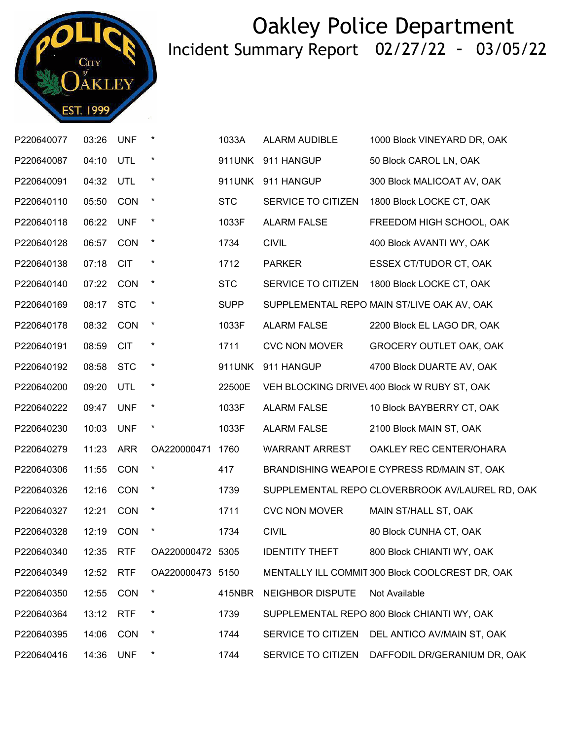# Oakley Police Department

## Incident Summary Report 02/27/22 - 03/05/22

| | | | | | | |
|---|---|---|---|---|---|---|
| P220640077 | 03:26 | UNF | * | 1033A | ALARM AUDIBLE | 1000 Block VINEYARD DR, OAK |
| P220640087 | 04:10 | UTL | * | 911UNK | 911 HANGUP | 50 Block CAROL LN, OAK |
| P220640091 | 04:32 | UTL | * | 911UNK | 911 HANGUP | 300 Block MALICOAT AV, OAK |
| P220640110 | 05:50 | CON | * | STC | SERVICE TO CITIZEN | 1800 Block LOCKE CT, OAK |
| P220640118 | 06:22 | UNF | * | 1033F | ALARM FALSE | FREEDOM HIGH SCHOOL, OAK |
| P220640128 | 06:57 | CON | * | 1734 | CIVIL | 400 Block AVANTI WY, OAK |
| P220640138 | 07:18 | CIT | * | 1712 | PARKER | ESSEX CT/TUDOR CT, OAK |
| P220640140 | 07:22 | CON | * | STC | SERVICE TO CITIZEN | 1800 Block LOCKE CT, OAK |
| P220640169 | 08:17 | STC | * | SUPP | SUPPLEMENTAL REPO | MAIN ST/LIVE OAK AV, OAK |
| P220640178 | 08:32 | CON | * | 1033F | ALARM FALSE | 2200 Block EL LAGO DR, OAK |
| P220640191 | 08:59 | CIT | * | 1711 | CVC NON MOVER | GROCERY OUTLET OAK, OAK |
| P220640192 | 08:58 | STC | * | 911UNK | 911 HANGUP | 4700 Block DUARTE AV, OAK |
| P220640200 | 09:20 | UTL | * | 22500E | VEH BLOCKING DRIVE\ | 400 Block W RUBY ST, OAK |
| P220640222 | 09:47 | UNF | * | 1033F | ALARM FALSE | 10 Block BAYBERRY CT, OAK |
| P220640230 | 10:03 | UNF | * | 1033F | ALARM FALSE | 2100 Block MAIN ST, OAK |
| P220640279 | 11:23 | ARR | OA220000471 | 1760 | WARRANT ARREST | OAKLEY REC CENTER/OHARA |
| P220640306 | 11:55 | CON | * | 417 | BRANDISHING WEAPOI | E CYPRESS RD/MAIN ST, OAK |
| P220640326 | 12:16 | CON | * | 1739 | SUPPLEMENTAL REPO | CLOVERBROOK AV/LAUREL RD, OAK |
| P220640327 | 12:21 | CON | * | 1711 | CVC NON MOVER | MAIN ST/HALL ST, OAK |
| P220640328 | 12:19 | CON | * | 1734 | CIVIL | 80 Block CUNHA CT, OAK |
| P220640340 | 12:35 | RTF | OA220000472 | 5305 | IDENTITY THEFT | 800 Block CHIANTI WY, OAK |
| P220640349 | 12:52 | RTF | OA220000473 | 5150 | MENTALLY ILL COMMIT | 300 Block COOLCREST DR, OAK |
| P220640350 | 12:55 | CON | * | 415NBR | NEIGHBOR DISPUTE | Not Available |
| P220640364 | 13:12 | RTF | * | 1739 | SUPPLEMENTAL REPO | 800 Block CHIANTI WY, OAK |
| P220640395 | 14:06 | CON | * | 1744 | SERVICE TO CITIZEN | DEL ANTICO AV/MAIN ST, OAK |
| P220640416 | 14:36 | UNF | * | 1744 | SERVICE TO CITIZEN | DAFFODIL DR/GERANIUM DR, OAK |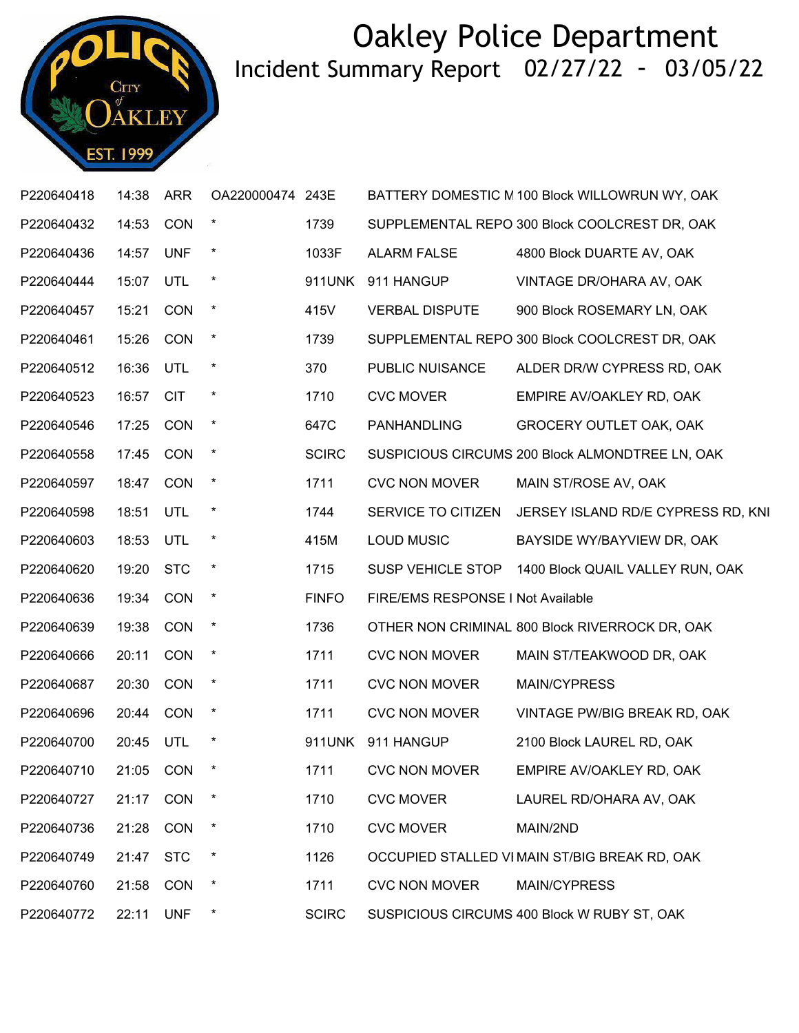# Oakley Police Department

## Incident Summary Report 02/27/22 - 03/05/22

| | | | | | | |
|---|---|---|---|---|---|---|
| P220640418 | 14:38 | ARR | OA220000474 | 243E | BATTERY DOMESTIC M | 100 Block WILLOWRUN WY, OAK |
| P220640432 | 14:53 | CON | * | 1739 | SUPPLEMENTAL REPO | 300 Block COOLCREST DR, OAK |
| P220640436 | 14:57 | UNF | * | 1033F | ALARM FALSE | 4800 Block DUARTE AV, OAK |
| P220640444 | 15:07 | UTL | * | 911UNK | 911 HANGUP | VINTAGE DR/OHARA AV, OAK |
| P220640457 | 15:21 | CON | * | 415V | VERBAL DISPUTE | 900 Block ROSEMARY LN, OAK |
| P220640461 | 15:26 | CON | * | 1739 | SUPPLEMENTAL REPO | 300 Block COOLCREST DR, OAK |
| P220640512 | 16:36 | UTL | * | 370 | PUBLIC NUISANCE | ALDER DR/W CYPRESS RD, OAK |
| P220640523 | 16:57 | CIT | * | 1710 | CVC MOVER | EMPIRE AV/OAKLEY RD, OAK |
| P220640546 | 17:25 | CON | * | 647C | PANHANDLING | GROCERY OUTLET OAK, OAK |
| P220640558 | 17:45 | CON | * | SCIRC | SUSPICIOUS CIRCUMS | 200 Block ALMONDTREE LN, OAK |
| P220640597 | 18:47 | CON | * | 1711 | CVC NON MOVER | MAIN ST/ROSE AV, OAK |
| P220640598 | 18:51 | UTL | * | 1744 | SERVICE TO CITIZEN | JERSEY ISLAND RD/E CYPRESS RD, KNI |
| P220640603 | 18:53 | UTL | * | 415M | LOUD MUSIC | BAYSIDE WY/BAYVIEW DR, OAK |
| P220640620 | 19:20 | STC | * | 1715 | SUSP VEHICLE STOP | 1400 Block QUAIL VALLEY RUN, OAK |
| P220640636 | 19:34 | CON | * | FINFO | FIRE/EMS RESPONSE I | Not Available |
| P220640639 | 19:38 | CON | * | 1736 | OTHER NON CRIMINAL | 800 Block RIVERROCK DR, OAK |
| P220640666 | 20:11 | CON | * | 1711 | CVC NON MOVER | MAIN ST/TEAKWOOD DR, OAK |
| P220640687 | 20:30 | CON | * | 1711 | CVC NON MOVER | MAIN/CYPRESS |
| P220640696 | 20:44 | CON | * | 1711 | CVC NON MOVER | VINTAGE PW/BIG BREAK RD, OAK |
| P220640700 | 20:45 | UTL | * | 911UNK | 911 HANGUP | 2100 Block LAUREL RD, OAK |
| P220640710 | 21:05 | CON | * | 1711 | CVC NON MOVER | EMPIRE AV/OAKLEY RD, OAK |
| P220640727 | 21:17 | CON | * | 1710 | CVC MOVER | LAUREL RD/OHARA AV, OAK |
| P220640736 | 21:28 | CON | * | 1710 | CVC MOVER | MAIN/2ND |
| P220640749 | 21:47 | STC | * | 1126 | OCCUPIED STALLED VI | MAIN ST/BIG BREAK RD, OAK |
| P220640760 | 21:58 | CON | * | 1711 | CVC NON MOVER | MAIN/CYPRESS |
| P220640772 | 22:11 | UNF | * | SCIRC | SUSPICIOUS CIRCUMS | 400 Block W RUBY ST, OAK |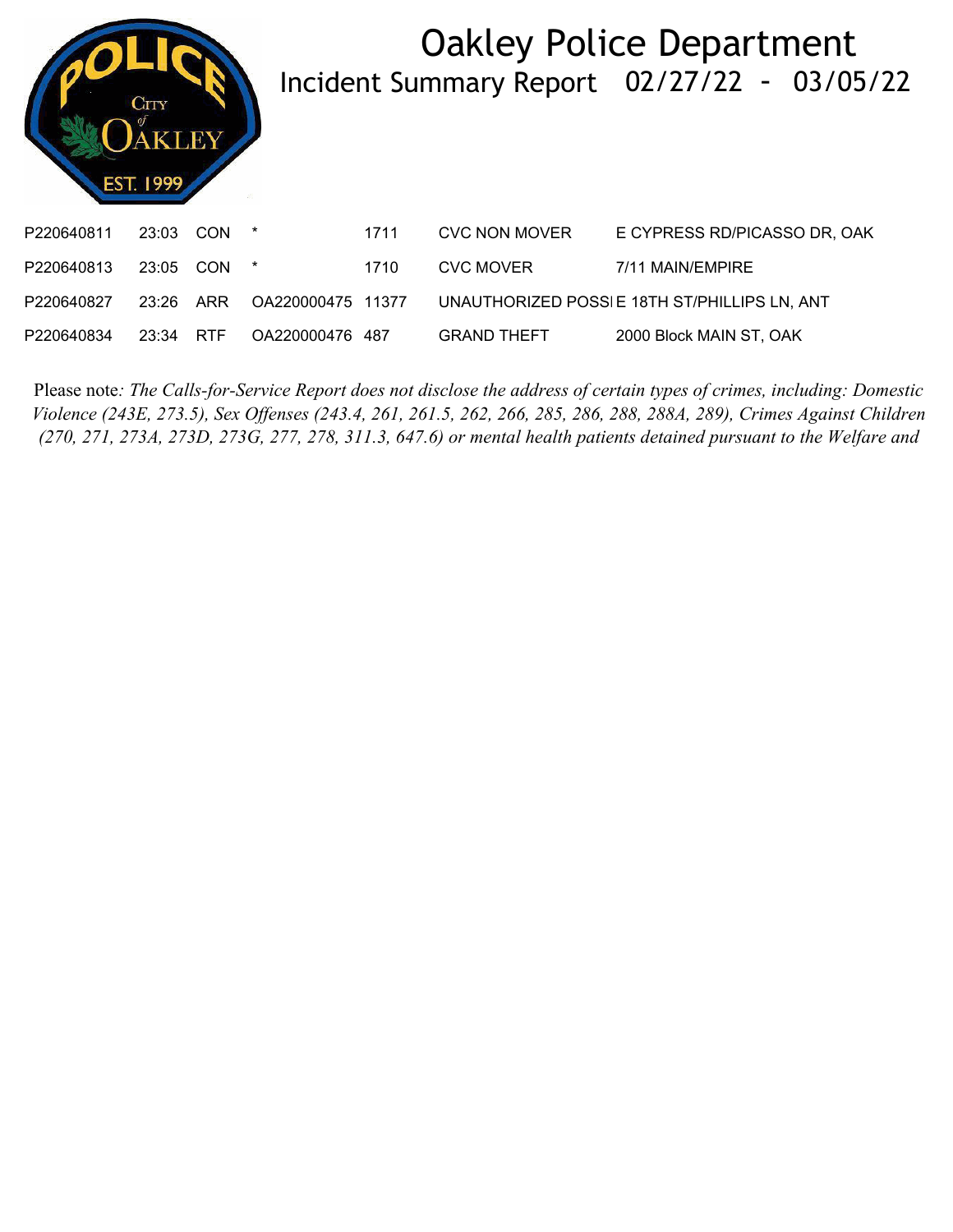# Oakley Police Department

Incident Summary Report 02/27/22 - 03/05/22

| | | | | | | |
|---|---|---|---|---|---|---|
| P220640811 | 23:03 | CON | * | 1711 | CVC NON MOVER | E CYPRESS RD/PICASSO DR, OAK |
| P220640813 | 23:05 | CON | * | 1710 | CVC MOVER | 7/11 MAIN/EMPIRE |
| P220640827 | 23:26 | ARR | OA220000475 | 11377 | UNAUTHORIZED POSS | E 18TH ST/PHILLIPS LN, ANT |
| P220640834 | 23:34 | RTF | OA220000476 | 487 | GRAND THEFT | 2000 Block MAIN ST, OAK |

Please note*: The Calls-for-Service Report does not disclose the address of certain types of crimes, including: Domestic Violence (243E, 273.5), Sex Offenses (243.4, 261, 261.5, 262, 266, 285, 286, 288, 288A, 289), Crimes Against Children (270, 271, 273A, 273D, 273G, 277, 278, 311.3, 647.6) or mental health patients detained pursuant to the Welfare and*